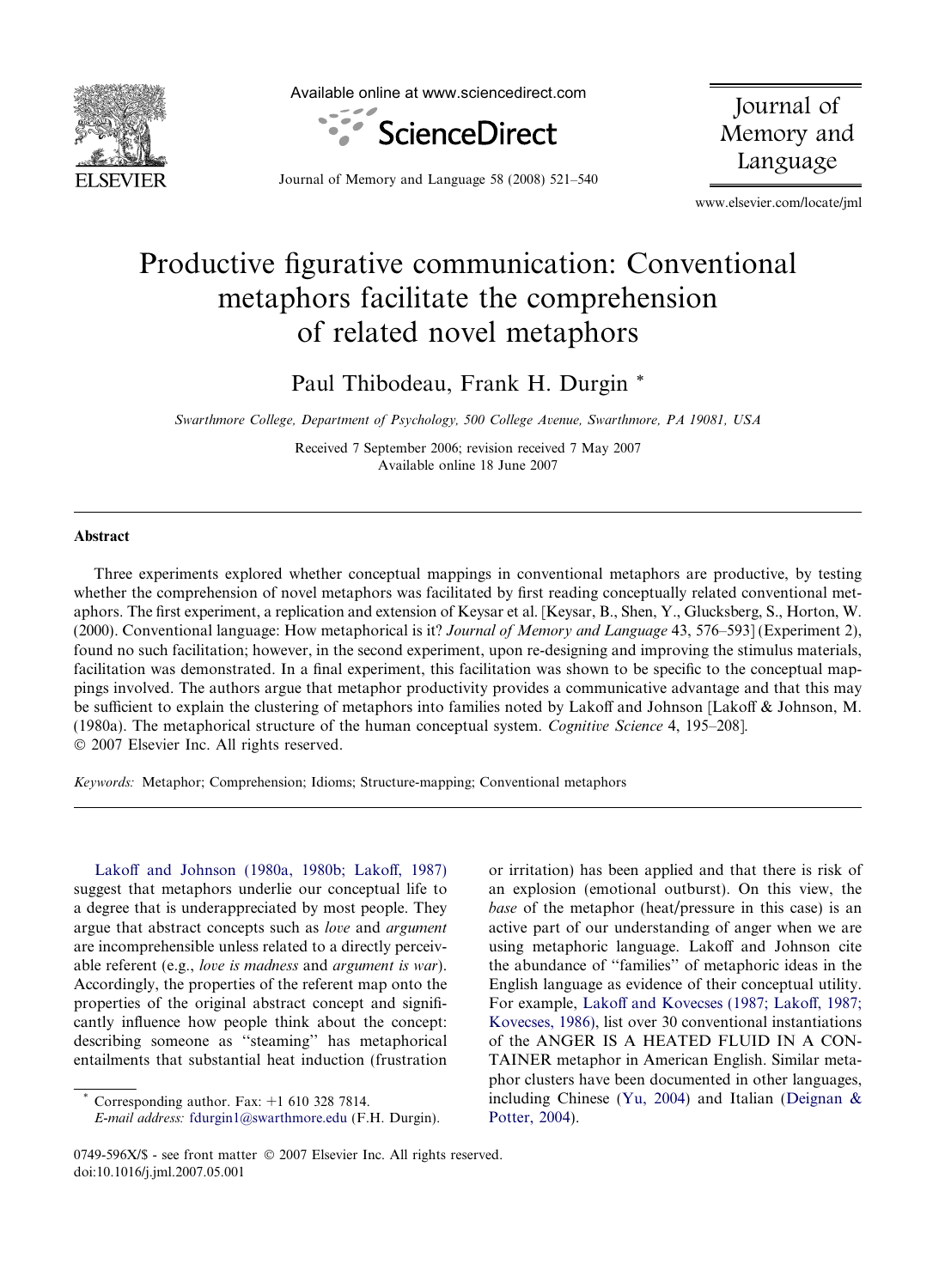# Productive figurative communication: Conventional metaphors facilitate the comprehension of related novel metaphors

Paul Thibodeau, Frank H. Durgin *

*Swarthmore College, Department of Psychology, 500 College Avenue, Swarthmore, PA 19081, USA*

Received 7 September 2006; revision received 7 May 2007
Available online 18 June 2007

## Abstract

Three experiments explored whether conceptual mappings in conventional metaphors are productive, by testing whether the comprehension of novel metaphors was facilitated by first reading conceptually related conventional metaphors. The first experiment, a replication and extension of Keysar et al. [Keysar, B., Shen, Y., Glucksberg, S., Horton, W. (2000). Conventional language: How metaphorical is it? *Journal of Memory and Language* 43, 576–593] (Experiment 2), found no such facilitation; however, in the second experiment, upon re-designing and improving the stimulus materials, facilitation was demonstrated. In a final experiment, this facilitation was shown to be specific to the conceptual mappings involved. The authors argue that metaphor productivity provides a communicative advantage and that this may be sufficient to explain the clustering of metaphors into families noted by Lakoff and Johnson [Lakoff & Johnson, M. (1980a). The metaphorical structure of the human conceptual system. *Cognitive Science* 4, 195–208].
© 2007 Elsevier Inc. All rights reserved.

*Keywords:* Metaphor; Comprehension; Idioms; Structure-mapping; Conventional metaphors

Lakoff and Johnson (1980a, 1980b; Lakoff, 1987) suggest that metaphors underlie our conceptual life to a degree that is underappreciated by most people. They argue that abstract concepts such as *love* and *argument* are incomprehensible unless related to a directly perceivable referent (e.g., *love is madness* and *argument is war*). Accordingly, the properties of the referent map onto the properties of the original abstract concept and significantly influence how people think about the concept: describing someone as "steaming" has metaphorical entailments that substantial heat induction (frustration or irritation) has been applied and that there is risk of an explosion (emotional outburst). On this view, the *base* of the metaphor (heat/pressure in this case) is an active part of our understanding of anger when we are using metaphoric language. Lakoff and Johnson cite the abundance of "families" of metaphoric ideas in the English language as evidence of their conceptual utility. For example, Lakoff and Kovecses (1987; Lakoff, 1987; Kovecses, 1986), list over 30 conventional instantiations of the ANGER IS A HEATED FLUID IN A CONTAINER metaphor in American English. Similar metaphor clusters have been documented in other languages, including Chinese (Yu, 2004) and Italian (Deignan & Potter, 2004).

* Corresponding author. Fax: +1 610 328 7814.
*E-mail address:* fdurgin1@swarthmore.edu (F.H. Durgin).

0749-596X/$ - see front matter © 2007 Elsevier Inc. All rights reserved.
doi:10.1016/j.jml.2007.05.001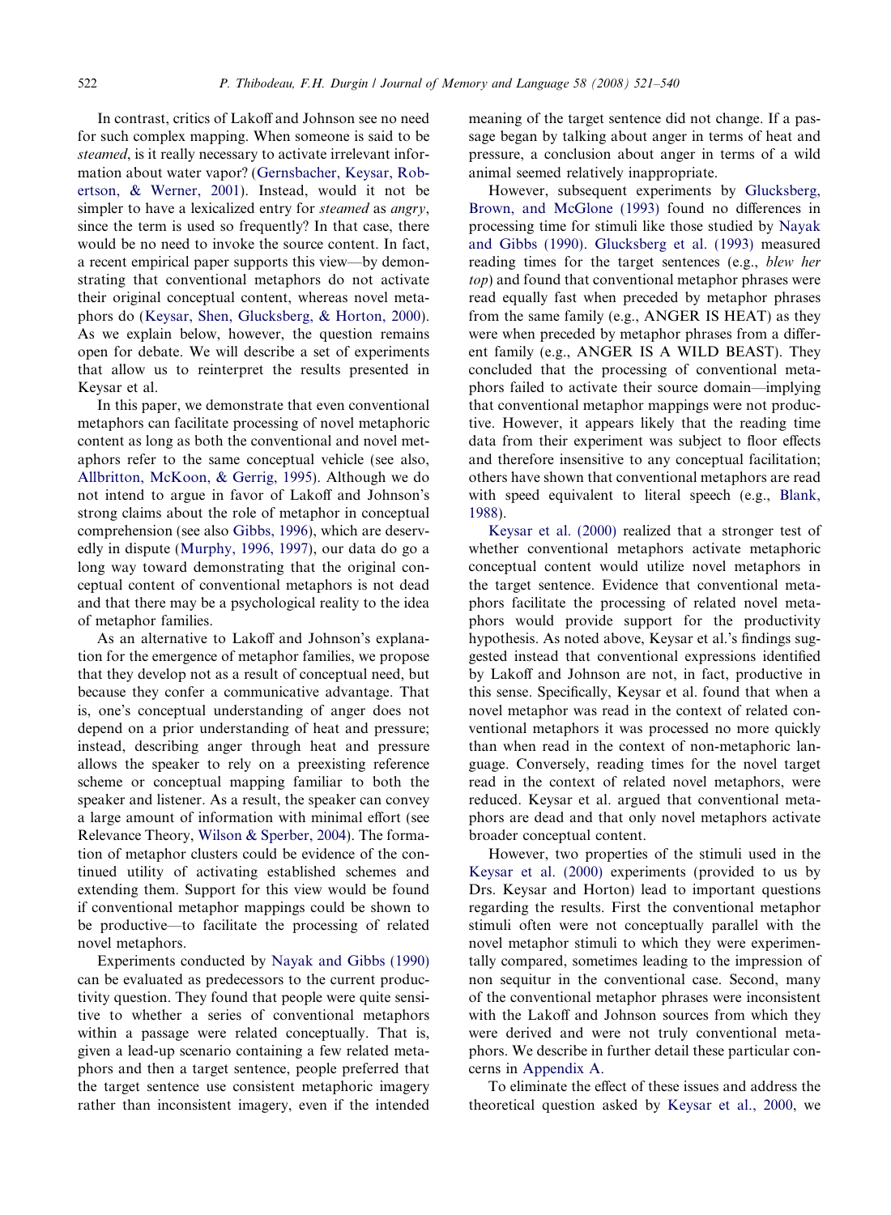In contrast, critics of Lakoff and Johnson see no need for such complex mapping. When someone is said to be *steamed*, is it really necessary to activate irrelevant information about water vapor? (Gernsbacher, Keysar, Robertson, & Werner, 2001). Instead, would it not be simpler to have a lexicalized entry for *steamed* as *angry*, since the term is used so frequently? In that case, there would be no need to invoke the source content. In fact, a recent empirical paper supports this view—by demonstrating that conventional metaphors do not activate their original conceptual content, whereas novel metaphors do (Keysar, Shen, Glucksberg, & Horton, 2000). As we explain below, however, the question remains open for debate. We will describe a set of experiments that allow us to reinterpret the results presented in Keysar et al.

In this paper, we demonstrate that even conventional metaphors can facilitate processing of novel metaphoric content as long as both the conventional and novel metaphors refer to the same conceptual vehicle (see also, Allbritton, McKoon, & Gerrig, 1995). Although we do not intend to argue in favor of Lakoff and Johnson's strong claims about the role of metaphor in conceptual comprehension (see also Gibbs, 1996), which are deservedly in dispute (Murphy, 1996, 1997), our data do go a long way toward demonstrating that the original conceptual content of conventional metaphors is not dead and that there may be a psychological reality to the idea of metaphor families.

As an alternative to Lakoff and Johnson's explanation for the emergence of metaphor families, we propose that they develop not as a result of conceptual need, but because they confer a communicative advantage. That is, one's conceptual understanding of anger does not depend on a prior understanding of heat and pressure; instead, describing anger through heat and pressure allows the speaker to rely on a preexisting reference scheme or conceptual mapping familiar to both the speaker and listener. As a result, the speaker can convey a large amount of information with minimal effort (see Relevance Theory, Wilson & Sperber, 2004). The formation of metaphor clusters could be evidence of the continued utility of activating established schemes and extending them. Support for this view would be found if conventional metaphor mappings could be shown to be productive—to facilitate the processing of related novel metaphors.

Experiments conducted by Nayak and Gibbs (1990) can be evaluated as predecessors to the current productivity question. They found that people were quite sensitive to whether a series of conventional metaphors within a passage were related conceptually. That is, given a lead-up scenario containing a few related metaphors and then a target sentence, people preferred that the target sentence use consistent metaphoric imagery rather than inconsistent imagery, even if the intended meaning of the target sentence did not change. If a passage began by talking about anger in terms of heat and pressure, a conclusion about anger in terms of a wild animal seemed relatively inappropriate.

However, subsequent experiments by Glucksberg, Brown, and McGlone (1993) found no differences in processing time for stimuli like those studied by Nayak and Gibbs (1990). Glucksberg et al. (1993) measured reading times for the target sentences (e.g., *blew her top*) and found that conventional metaphor phrases were read equally fast when preceded by metaphor phrases from the same family (e.g., ANGER IS HEAT) as they were when preceded by metaphor phrases from a different family (e.g., ANGER IS A WILD BEAST). They concluded that the processing of conventional metaphors failed to activate their source domain—implying that conventional metaphor mappings were not productive. However, it appears likely that the reading time data from their experiment was subject to floor effects and therefore insensitive to any conceptual facilitation; others have shown that conventional metaphors are read with speed equivalent to literal speech (e.g., Blank, 1988).

Keysar et al. (2000) realized that a stronger test of whether conventional metaphors activate metaphoric conceptual content would utilize novel metaphors in the target sentence. Evidence that conventional metaphors facilitate the processing of related novel metaphors would provide support for the productivity hypothesis. As noted above, Keysar et al.'s findings suggested instead that conventional expressions identified by Lakoff and Johnson are not, in fact, productive in this sense. Specifically, Keysar et al. found that when a novel metaphor was read in the context of related conventional metaphors it was processed no more quickly than when read in the context of non-metaphoric language. Conversely, reading times for the novel target read in the context of related novel metaphors, were reduced. Keysar et al. argued that conventional metaphors are dead and that only novel metaphors activate broader conceptual content.

However, two properties of the stimuli used in the Keysar et al. (2000) experiments (provided to us by Drs. Keysar and Horton) lead to important questions regarding the results. First the conventional metaphor stimuli often were not conceptually parallel with the novel metaphor stimuli to which they were experimentally compared, sometimes leading to the impression of non sequitur in the conventional case. Second, many of the conventional metaphor phrases were inconsistent with the Lakoff and Johnson sources from which they were derived and were not truly conventional metaphors. We describe in further detail these particular concerns in Appendix A.

To eliminate the effect of these issues and address the theoretical question asked by Keysar et al., 2000, we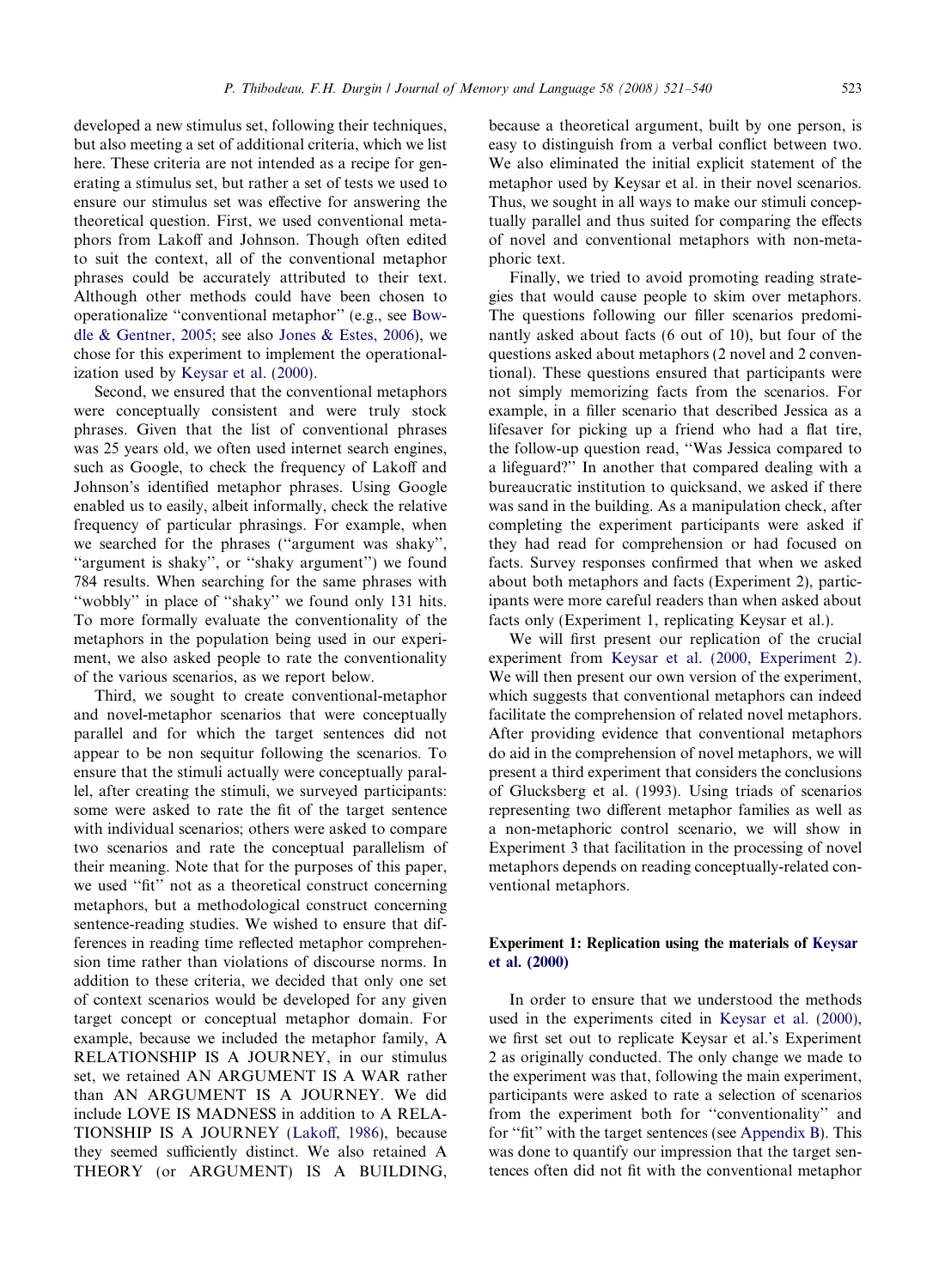developed a new stimulus set, following their techniques, but also meeting a set of additional criteria, which we list here. These criteria are not intended as a recipe for generating a stimulus set, but rather a set of tests we used to ensure our stimulus set was effective for answering the theoretical question. First, we used conventional metaphors from Lakoff and Johnson. Though often edited to suit the context, all of the conventional metaphor phrases could be accurately attributed to their text. Although other methods could have been chosen to operationalize "conventional metaphor" (e.g., see Bowdle & Gentner, 2005; see also Jones & Estes, 2006), we chose for this experiment to implement the operationalization used by Keysar et al. (2000).

Second, we ensured that the conventional metaphors were conceptually consistent and were truly stock phrases. Given that the list of conventional phrases was 25 years old, we often used internet search engines, such as Google, to check the frequency of Lakoff and Johnson's identified metaphor phrases. Using Google enabled us to easily, albeit informally, check the relative frequency of particular phrasings. For example, when we searched for the phrases ("argument was shaky", "argument is shaky", or "shaky argument") we found 784 results. When searching for the same phrases with "wobbly" in place of "shaky" we found only 131 hits. To more formally evaluate the conventionality of the metaphors in the population being used in our experiment, we also asked people to rate the conventionality of the various scenarios, as we report below.

Third, we sought to create conventional-metaphor and novel-metaphor scenarios that were conceptually parallel and for which the target sentences did not appear to be non sequitur following the scenarios. To ensure that the stimuli actually were conceptually parallel, after creating the stimuli, we surveyed participants: some were asked to rate the fit of the target sentence with individual scenarios; others were asked to compare two scenarios and rate the conceptual parallelism of their meaning. Note that for the purposes of this paper, we used "fit" not as a theoretical construct concerning metaphors, but a methodological construct concerning sentence-reading studies. We wished to ensure that differences in reading time reflected metaphor comprehension time rather than violations of discourse norms. In addition to these criteria, we decided that only one set of context scenarios would be developed for any given target concept or conceptual metaphor domain. For example, because we included the metaphor family, A RELATIONSHIP IS A JOURNEY, in our stimulus set, we retained AN ARGUMENT IS A WAR rather than AN ARGUMENT IS A JOURNEY. We did include LOVE IS MADNESS in addition to A RELATIONSHIP IS A JOURNEY (Lakoff, 1986), because they seemed sufficiently distinct. We also retained A THEORY (or ARGUMENT) IS A BUILDING, because a theoretical argument, built by one person, is easy to distinguish from a verbal conflict between two. We also eliminated the initial explicit statement of the metaphor used by Keysar et al. in their novel scenarios. Thus, we sought in all ways to make our stimuli conceptually parallel and thus suited for comparing the effects of novel and conventional metaphors with non-metaphoric text.

Finally, we tried to avoid promoting reading strategies that would cause people to skim over metaphors. The questions following our filler scenarios predominantly asked about facts (6 out of 10), but four of the questions asked about metaphors (2 novel and 2 conventional). These questions ensured that participants were not simply memorizing facts from the scenarios. For example, in a filler scenario that described Jessica as a lifesaver for picking up a friend who had a flat tire, the follow-up question read, "Was Jessica compared to a lifeguard?" In another that compared dealing with a bureaucratic institution to quicksand, we asked if there was sand in the building. As a manipulation check, after completing the experiment participants were asked if they had read for comprehension or had focused on facts. Survey responses confirmed that when we asked about both metaphors and facts (Experiment 2), participants were more careful readers than when asked about facts only (Experiment 1, replicating Keysar et al.).

We will first present our replication of the crucial experiment from Keysar et al. (2000, Experiment 2). We will then present our own version of the experiment, which suggests that conventional metaphors can indeed facilitate the comprehension of related novel metaphors. After providing evidence that conventional metaphors do aid in the comprehension of novel metaphors, we will present a third experiment that considers the conclusions of Glucksberg et al. (1993). Using triads of scenarios representing two different metaphor families as well as a non-metaphoric control scenario, we will show in Experiment 3 that facilitation in the processing of novel metaphors depends on reading conceptually-related conventional metaphors.

## Experiment 1: Replication using the materials of Keysar et al. (2000)

In order to ensure that we understood the methods used in the experiments cited in Keysar et al. (2000), we first set out to replicate Keysar et al.'s Experiment 2 as originally conducted. The only change we made to the experiment was that, following the main experiment, participants were asked to rate a selection of scenarios from the experiment both for "conventionality" and for "fit" with the target sentences (see Appendix B). This was done to quantify our impression that the target sentences often did not fit with the conventional metaphor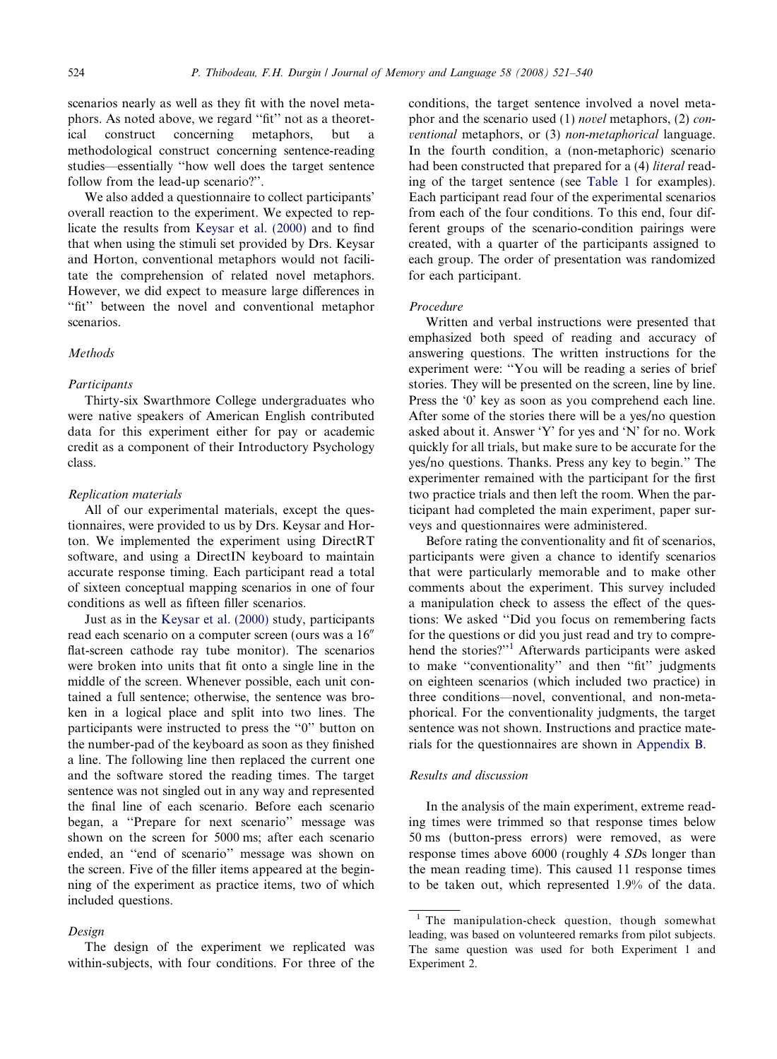scenarios nearly as well as they fit with the novel metaphors. As noted above, we regard ''fit'' not as a theoretical construct concerning metaphors, but a methodological construct concerning sentence-reading studies—essentially ''how well does the target sentence follow from the lead-up scenario?''.

We also added a questionnaire to collect participants' overall reaction to the experiment. We expected to replicate the results from Keysar et al. (2000) and to find that when using the stimuli set provided by Drs. Keysar and Horton, conventional metaphors would not facilitate the comprehension of related novel metaphors. However, we did expect to measure large differences in ''fit'' between the novel and conventional metaphor scenarios.

### Methods

#### Participants

Thirty-six Swarthmore College undergraduates who were native speakers of American English contributed data for this experiment either for pay or academic credit as a component of their Introductory Psychology class.

#### Replication materials

All of our experimental materials, except the questionnaires, were provided to us by Drs. Keysar and Horton. We implemented the experiment using DirectRT software, and using a DirectIN keyboard to maintain accurate response timing. Each participant read a total of sixteen conceptual mapping scenarios in one of four conditions as well as fifteen filler scenarios.

Just as in the Keysar et al. (2000) study, participants read each scenario on a computer screen (ours was a 16″ flat-screen cathode ray tube monitor). The scenarios were broken into units that fit onto a single line in the middle of the screen. Whenever possible, each unit contained a full sentence; otherwise, the sentence was broken in a logical place and split into two lines. The participants were instructed to press the ''0'' button on the number-pad of the keyboard as soon as they finished a line. The following line then replaced the current one and the software stored the reading times. The target sentence was not singled out in any way and represented the final line of each scenario. Before each scenario began, a ''Prepare for next scenario'' message was shown on the screen for 5000 ms; after each scenario ended, an ''end of scenario'' message was shown on the screen. Five of the filler items appeared at the beginning of the experiment as practice items, two of which included questions.

#### Design

The design of the experiment we replicated was within-subjects, with four conditions. For three of the conditions, the target sentence involved a novel metaphor and the scenario used (1) *novel* metaphors, (2) *conventional* metaphors, or (3) *non-metaphorical* language. In the fourth condition, a (non-metaphoric) scenario had been constructed that prepared for a (4) *literal* reading of the target sentence (see Table 1 for examples). Each participant read four of the experimental scenarios from each of the four conditions. To this end, four different groups of the scenario-condition pairings were created, with a quarter of the participants assigned to each group. The order of presentation was randomized for each participant.

#### Procedure

Written and verbal instructions were presented that emphasized both speed of reading and accuracy of answering questions. The written instructions for the experiment were: ''You will be reading a series of brief stories. They will be presented on the screen, line by line. Press the '0' key as soon as you comprehend each line. After some of the stories there will be a yes/no question asked about it. Answer 'Y' for yes and 'N' for no. Work quickly for all trials, but make sure to be accurate for the yes/no questions. Thanks. Press any key to begin.'' The experimenter remained with the participant for the first two practice trials and then left the room. When the participant had completed the main experiment, paper surveys and questionnaires were administered.

Before rating the conventionality and fit of scenarios, participants were given a chance to identify scenarios that were particularly memorable and to make other comments about the experiment. This survey included a manipulation check to assess the effect of the questions: We asked ''Did you focus on remembering facts for the questions or did you just read and try to comprehend the stories?''[1] Afterwards participants were asked to make ''conventionality'' and then ''fit'' judgments on eighteen scenarios (which included two practice) in three conditions—novel, conventional, and non-metaphorical. For the conventionality judgments, the target sentence was not shown. Instructions and practice materials for the questionnaires are shown in Appendix B.

### Results and discussion

In the analysis of the main experiment, extreme reading times were trimmed so that response times below 50 ms (button-press errors) were removed, as were response times above 6000 (roughly 4 *SD*s longer than the mean reading time). This caused 11 response times to be taken out, which represented 1.9% of the data.

---

[1] The manipulation-check question, though somewhat leading, was based on volunteered remarks from pilot subjects. The same question was used for both Experiment 1 and Experiment 2.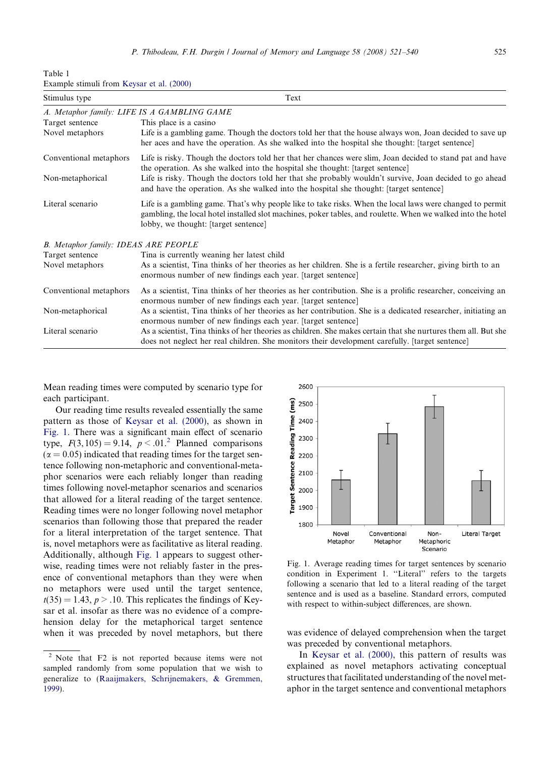Table 1
Example stimuli from Keysar et al. (2000)

| Stimulus type | Text |
|---|---|
| *A. Metaphor family: LIFE IS A GAMBLING GAME* | |
| Target sentence | This place is a casino |
| Novel metaphors | Life is a gambling game. Though the doctors told her that the house always won, Joan decided to save up her aces and have the operation. As she walked into the hospital she thought: [target sentence] |
| Conventional metaphors | Life is risky. Though the doctors told her that her chances were slim, Joan decided to stand pat and have the operation. As she walked into the hospital she thought: [target sentence] |
| Non-metaphorical | Life is risky. Though the doctors told her that she probably wouldn't survive, Joan decided to go ahead and have the operation. As she walked into the hospital she thought: [target sentence] |
| Literal scenario | Life is a gambling game. That's why people like to take risks. When the local laws were changed to permit gambling, the local hotel installed slot machines, poker tables, and roulette. When we walked into the hotel lobby, we thought: [target sentence] |
| *B. Metaphor family: IDEAS ARE PEOPLE* | |
| Target sentence | Tina is currently weaning her latest child |
| Novel metaphors | As a scientist, Tina thinks of her theories as her children. She is a fertile researcher, giving birth to an enormous number of new findings each year. [target sentence] |
| Conventional metaphors | As a scientist, Tina thinks of her theories as her contribution. She is a prolific researcher, conceiving an enormous number of new findings each year. [target sentence] |
| Non-metaphorical | As a scientist, Tina thinks of her theories as her contribution. She is a dedicated researcher, initiating an enormous number of new findings each year. [target sentence] |
| Literal scenario | As a scientist, Tina thinks of her theories as children. She makes certain that she nurtures them all. But she does not neglect her real children. She monitors their development carefully. [target sentence] |

Mean reading times were computed by scenario type for each participant.

Our reading time results revealed essentially the same pattern as those of Keysar et al. (2000), as shown in Fig. 1. There was a significant main effect of scenario type, $F(3, 105) = 9.14$, $p < .01$.[2] Planned comparisons ($\alpha = 0.05$) indicated that reading times for the target sentence following non-metaphoric and conventional-metaphor scenarios were each reliably longer than reading times following novel-metaphor scenarios and scenarios that allowed for a literal reading of the target sentence. Reading times were no longer following novel metaphor scenarios than following those that prepared the reader for a literal interpretation of the target sentence. That is, novel metaphors were as facilitative as literal reading. Additionally, although Fig. 1 appears to suggest otherwise, reading times were not reliably faster in the presence of conventional metaphors than they were when no metaphors were used until the target sentence, $t(35) = 1.43$, $p > .10$. This replicates the findings of Keysar et al. insofar as there was no evidence of a comprehension delay for the metaphorical target sentence when it was preceded by novel metaphors, but there was evidence of delayed comprehension when the target was preceded by conventional metaphors.

Fig. 1. Average reading times for target sentences by scenario condition in Experiment 1. "Literal" refers to the targets following a scenario that led to a literal reading of the target sentence and is used as a baseline. Standard errors, computed with respect to within-subject differences, are shown.

In Keysar et al. (2000), this pattern of results was explained as novel metaphors activating conceptual structures that facilitated understanding of the novel metaphor in the target sentence and conventional metaphors

[2] Note that F2 is not reported because items were not sampled randomly from some population that we wish to generalize to (Raaijmakers, Schrijnemakers, & Gremmen, 1999).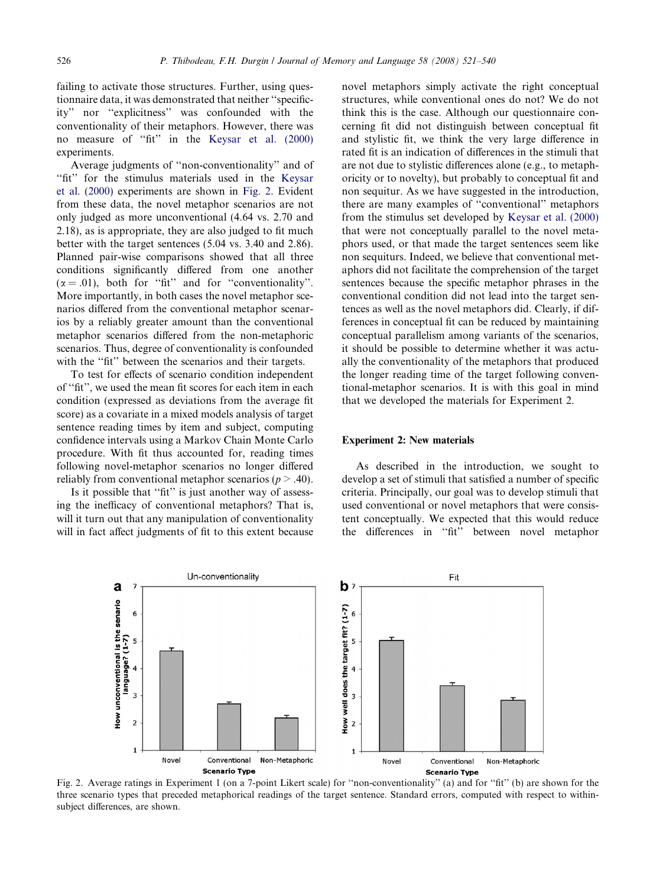failing to activate those structures. Further, using questionnaire data, it was demonstrated that neither "specificity" nor "explicitness" was confounded with the conventionality of their metaphors. However, there was no measure of "fit" in the Keysar et al. (2000) experiments.

Average judgments of "non-conventionality" and of "fit" for the stimulus materials used in the Keysar et al. (2000) experiments are shown in Fig. 2. Evident from these data, the novel metaphor scenarios are not only judged as more unconventional (4.64 vs. 2.70 and 2.18), as is appropriate, they are also judged to fit much better with the target sentences (5.04 vs. 3.40 and 2.86). Planned pair-wise comparisons showed that all three conditions significantly differed from one another ($\alpha = .01$), both for "fit" and for "conventionality". More importantly, in both cases the novel metaphor scenarios differed from the conventional metaphor scenarios by a reliably greater amount than the conventional metaphor scenarios differed from the non-metaphoric scenarios. Thus, degree of conventionality is confounded with the "fit" between the scenarios and their targets.

To test for effects of scenario condition independent of "fit", we used the mean fit scores for each item in each condition (expressed as deviations from the average fit score) as a covariate in a mixed models analysis of target sentence reading times by item and subject, computing confidence intervals using a Markov Chain Monte Carlo procedure. With fit thus accounted for, reading times following novel-metaphor scenarios no longer differed reliably from conventional metaphor scenarios ($p > .40$).

Is it possible that "fit" is just another way of assessing the inefficacy of conventional metaphors? That is, will it turn out that any manipulation of conventionality will in fact affect judgments of fit to this extent because novel metaphors simply activate the right conceptual structures, while conventional ones do not? We do not think this is the case. Although our questionnaire concerning fit did not distinguish between conceptual fit and stylistic fit, we think the very large difference in rated fit is an indication of differences in the stimuli that are not due to stylistic differences alone (e.g., to metaphoricity or to novelty), but probably to conceptual fit and non sequitur. As we have suggested in the introduction, there are many examples of "conventional" metaphors from the stimulus set developed by Keysar et al. (2000) that were not conceptually parallel to the novel metaphors used, or that made the target sentences seem like non sequiturs. Indeed, we believe that conventional metaphors did not facilitate the comprehension of the target sentences because the specific metaphor phrases in the conventional condition did not lead into the target sentences as well as the novel metaphors did. Clearly, if differences in conceptual fit can be reduced by maintaining conceptual parallelism among variants of the scenarios, it should be possible to determine whether it was actually the conventionality of the metaphors that produced the longer reading time of the target following conventional-metaphor scenarios. It is with this goal in mind that we developed the materials for Experiment 2.

## Experiment 2: New materials

As described in the introduction, we sought to develop a set of stimuli that satisfied a number of specific criteria. Principally, our goal was to develop stimuli that used conventional or novel metaphors that were consistent conceptually. We expected that this would reduce the differences in "fit" between novel metaphor

a
Un-conventionality
How unconventional is the senario language? (1-7)
7
6
5
4
3
2
1
Novel
Conventional
Non-Metaphoric
Scenario Type

b
Fit
How well does the target fit? (1-7)
7
6
5
4
3
2
1
Novel
Conventional
Non-Metaphoric
Scenario Type

Fig. 2. Average ratings in Experiment 1 (on a 7-point Likert scale) for "non-conventionality" (a) and for "fit" (b) are shown for the three scenario types that preceded metaphorical readings of the target sentence. Standard errors, computed with respect to within-subject differences, are shown.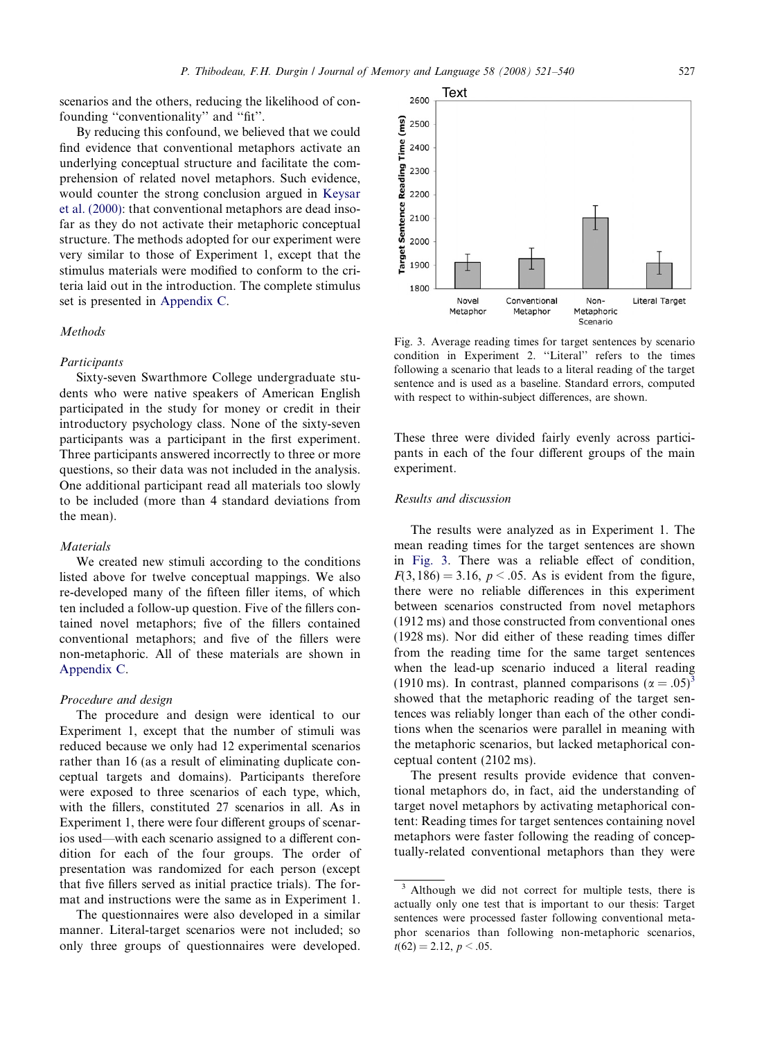scenarios and the others, reducing the likelihood of confounding "conventionality" and "fit".

By reducing this confound, we believed that we could find evidence that conventional metaphors activate an underlying conceptual structure and facilitate the comprehension of related novel metaphors. Such evidence, would counter the strong conclusion argued in Keysar et al. (2000): that conventional metaphors are dead insofar as they do not activate their metaphoric conceptual structure. The methods adopted for our experiment were very similar to those of Experiment 1, except that the stimulus materials were modified to conform to the criteria laid out in the introduction. The complete stimulus set is presented in Appendix C.

### Methods

#### Participants

Sixty-seven Swarthmore College undergraduate students who were native speakers of American English participated in the study for money or credit in their introductory psychology class. None of the sixty-seven participants was a participant in the first experiment. Three participants answered incorrectly to three or more questions, so their data was not included in the analysis. One additional participant read all materials too slowly to be included (more than 4 standard deviations from the mean).

#### Materials

We created new stimuli according to the conditions listed above for twelve conceptual mappings. We also re-developed many of the fifteen filler items, of which ten included a follow-up question. Five of the fillers contained novel metaphors; five of the fillers contained conventional metaphors; and five of the fillers were non-metaphoric. All of these materials are shown in Appendix C.

#### Procedure and design

The procedure and design were identical to our Experiment 1, except that the number of stimuli was reduced because we only had 12 experimental scenarios rather than 16 (as a result of eliminating duplicate conceptual targets and domains). Participants therefore were exposed to three scenarios of each type, which, with the fillers, constituted 27 scenarios in all. As in Experiment 1, there were four different groups of scenarios used—with each scenario assigned to a different condition for each of the four groups. The order of presentation was randomized for each person (except that five fillers served as initial practice trials). The format and instructions were the same as in Experiment 1.

The questionnaires were also developed in a similar manner. Literal-target scenarios were not included; so only three groups of questionnaires were developed. These three were divided fairly evenly across participants in each of the four different groups of the main experiment.

Fig. 3. Average reading times for target sentences by scenario condition in Experiment 2. "Literal" refers to the times following a scenario that leads to a literal reading of the target sentence and is used as a baseline. Standard errors, computed with respect to within-subject differences, are shown.

### Results and discussion

The results were analyzed as in Experiment 1. The mean reading times for the target sentences are shown in Fig. 3. There was a reliable effect of condition, $F(3, 186) = 3.16$, $p < .05$. As is evident from the figure, there were no reliable differences in this experiment between scenarios constructed from novel metaphors (1912 ms) and those constructed from conventional ones (1928 ms). Nor did either of these reading times differ from the reading time for the same target sentences when the lead-up scenario induced a literal reading (1910 ms). In contrast, planned comparisons ($\alpha = .05$)[3] showed that the metaphoric reading of the target sentences was reliably longer than each of the other conditions when the scenarios were parallel in meaning with the metaphoric scenarios, but lacked metaphorical conceptual content (2102 ms).

The present results provide evidence that conventional metaphors do, in fact, aid the understanding of target novel metaphors by activating metaphorical content: Reading times for target sentences containing novel metaphors were faster following the reading of conceptually-related conventional metaphors than they were

[3] Although we did not correct for multiple tests, there is actually only one test that is important to our thesis: Target sentences were processed faster following conventional metaphor scenarios than following non-metaphoric scenarios, $t(62) = 2.12$, $p < .05$.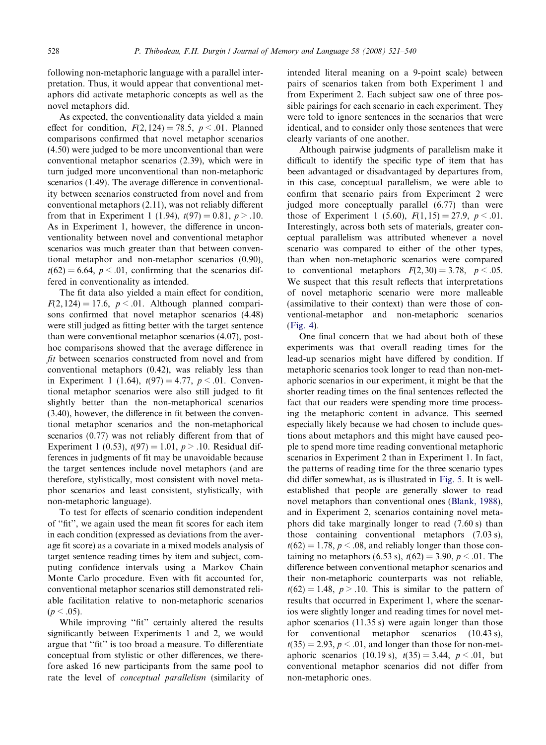following non-metaphoric language with a parallel interpretation. Thus, it would appear that conventional metaphors did activate metaphoric concepts as well as the novel metaphors did.

As expected, the conventionality data yielded a main effect for condition, $F(2, 124) = 78.5$, $p < .01$. Planned comparisons confirmed that novel metaphor scenarios (4.50) were judged to be more unconventional than were conventional metaphor scenarios (2.39), which were in turn judged more unconventional than non-metaphoric scenarios (1.49). The average difference in conventionality between scenarios constructed from novel and from conventional metaphors (2.11), was not reliably different from that in Experiment 1 (1.94), $t(97) = 0.81$, $p > .10$. As in Experiment 1, however, the difference in unconventionality between novel and conventional metaphor scenarios was much greater than that between conventional metaphor and non-metaphor scenarios (0.90), $t(62) = 6.64$, $p < .01$, confirming that the scenarios differed in conventionality as intended.

The fit data also yielded a main effect for condition, $F(2, 124) = 17.6$, $p < .01$. Although planned comparisons confirmed that novel metaphor scenarios (4.48) were still judged as fitting better with the target sentence than were conventional metaphor scenarios (4.07), post-hoc comparisons showed that the average difference in *fit* between scenarios constructed from novel and from conventional metaphors (0.42), was reliably less than in Experiment 1 (1.64), $t(97) = 4.77$, $p < .01$. Conventional metaphor scenarios were also still judged to fit slightly better than the non-metaphorical scenarios (3.40), however, the difference in fit between the conventional metaphor scenarios and the non-metaphorical scenarios (0.77) was not reliably different from that of Experiment 1 (0.53), $t(97) = 1.01$, $p > .10$. Residual differences in judgments of fit may be unavoidable because the target sentences include novel metaphors (and are therefore, stylistically, most consistent with novel metaphor scenarios and least consistent, stylistically, with non-metaphoric language).

To test for effects of scenario condition independent of "fit", we again used the mean fit scores for each item in each condition (expressed as deviations from the average fit score) as a covariate in a mixed models analysis of target sentence reading times by item and subject, computing confidence intervals using a Markov Chain Monte Carlo procedure. Even with fit accounted for, conventional metaphor scenarios still demonstrated reliable facilitation relative to non-metaphoric scenarios ($p < .05$).

While improving "fit" certainly altered the results significantly between Experiments 1 and 2, we would argue that "fit" is too broad a measure. To differentiate conceptual from stylistic or other differences, we therefore asked 16 new participants from the same pool to rate the level of *conceptual parallelism* (similarity of intended literal meaning on a 9-point scale) between pairs of scenarios taken from both Experiment 1 and from Experiment 2. Each subject saw one of three possible pairings for each scenario in each experiment. They were told to ignore sentences in the scenarios that were identical, and to consider only those sentences that were clearly variants of one another.

Although pairwise judgments of parallelism make it difficult to identify the specific type of item that has been advantaged or disadvantaged by departures from, in this case, conceptual parallelism, we were able to confirm that scenario pairs from Experiment 2 were judged more conceptually parallel (6.77) than were those of Experiment 1 (5.60), $F(1, 15) = 27.9$, $p < .01$. Interestingly, across both sets of materials, greater conceptual parallelism was attributed whenever a novel scenario was compared to either of the other types, than when non-metaphoric scenarios were compared to conventional metaphors $F(2, 30) = 3.78$, $p < .05$. We suspect that this result reflects that interpretations of novel metaphoric scenario were more malleable (assimilative to their context) than were those of conventional-metaphor and non-metaphoric scenarios (Fig. 4).

One final concern that we had about both of these experiments was that overall reading times for the lead-up scenarios might have differed by condition. If metaphoric scenarios took longer to read than non-metaphoric scenarios in our experiment, it might be that the shorter reading times on the final sentences reflected the fact that our readers were spending more time processing the metaphoric content in advance. This seemed especially likely because we had chosen to include questions about metaphors and this might have caused people to spend more time reading conventional metaphoric scenarios in Experiment 2 than in Experiment 1. In fact, the patterns of reading time for the three scenario types did differ somewhat, as is illustrated in Fig. 5. It is well-established that people are generally slower to read novel metaphors than conventional ones (Blank, 1988), and in Experiment 2, scenarios containing novel metaphors did take marginally longer to read (7.60 s) than those containing conventional metaphors (7.03 s), $t(62) = 1.78$, $p < .08$, and reliably longer than those containing no metaphors (6.53 s), $t(62) = 3.90$, $p < .01$. The difference between conventional metaphor scenarios and their non-metaphoric counterparts was not reliable, $t(62) = 1.48$, $p > .10$. This is similar to the pattern of results that occurred in Experiment 1, where the scenarios were slightly longer and reading times for novel metaphor scenarios (11.35 s) were again longer than those for conventional metaphor scenarios (10.43 s), $t(35) = 2.93$, $p < .01$, and longer than those for non-metaphoric scenarios (10.19 s), $t(35) = 3.44$, $p < .01$, but conventional metaphor scenarios did not differ from non-metaphoric ones.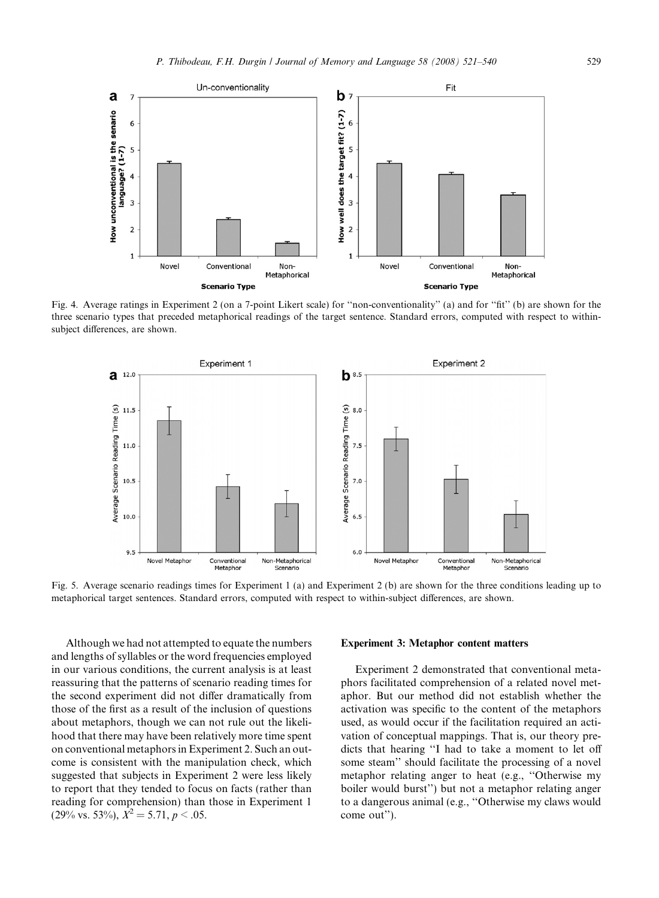Fig. 4. Average ratings in Experiment 2 (on a 7-point Likert scale) for ''non-conventionality'' (a) and for ''fit'' (b) are shown for the three scenario types that preceded metaphorical readings of the target sentence. Standard errors, computed with respect to within-subject differences, are shown.

Fig. 5. Average scenario readings times for Experiment 1 (a) and Experiment 2 (b) are shown for the three conditions leading up to metaphorical target sentences. Standard errors, computed with respect to within-subject differences, are shown.

Although we had not attempted to equate the numbers and lengths of syllables or the word frequencies employed in our various conditions, the current analysis is at least reassuring that the patterns of scenario reading times for the second experiment did not differ dramatically from those of the first as a result of the inclusion of questions about metaphors, though we can not rule out the likelihood that there may have been relatively more time spent on conventional metaphors in Experiment 2. Such an outcome is consistent with the manipulation check, which suggested that subjects in Experiment 2 were less likely to report that they tended to focus on facts (rather than reading for comprehension) than those in Experiment 1 (29% vs. 53%), $X^2 = 5.71$, $p < .05$.

### Experiment 3: Metaphor content matters

Experiment 2 demonstrated that conventional metaphors facilitated comprehension of a related novel metaphor. But our method did not establish whether the activation was specific to the content of the metaphors used, as would occur if the facilitation required an activation of conceptual mappings. That is, our theory predicts that hearing ''I had to take a moment to let off some steam'' should facilitate the processing of a novel metaphor relating anger to heat (e.g., ''Otherwise my boiler would burst'') but not a metaphor relating anger to a dangerous animal (e.g., ''Otherwise my claws would come out'').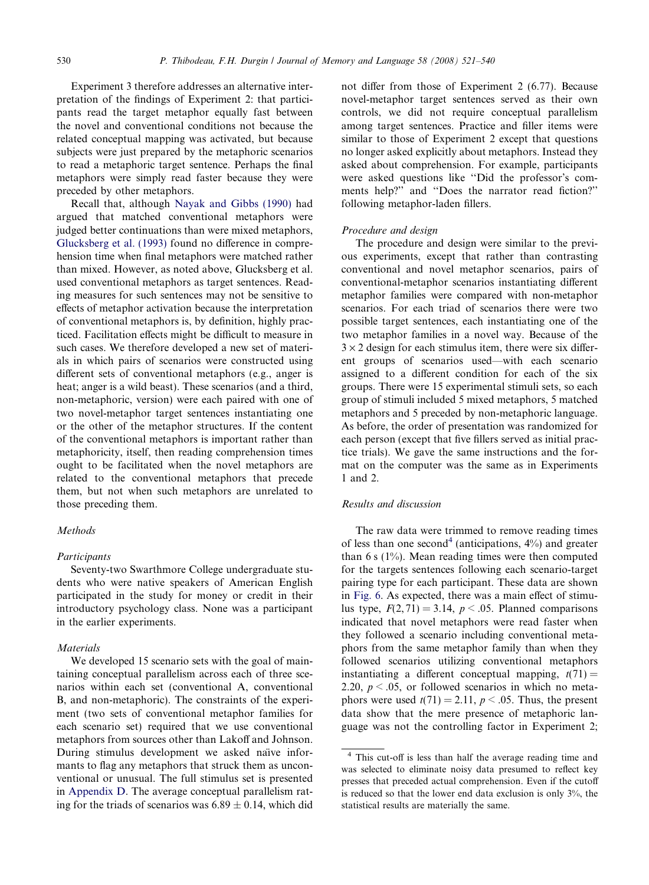Experiment 3 therefore addresses an alternative interpretation of the findings of Experiment 2: that participants read the target metaphor equally fast between the novel and conventional conditions not because the related conceptual mapping was activated, but because subjects were just prepared by the metaphoric scenarios to read a metaphoric target sentence. Perhaps the final metaphors were simply read faster because they were preceded by other metaphors.

Recall that, although Nayak and Gibbs (1990) had argued that matched conventional metaphors were judged better continuations than were mixed metaphors, Glucksberg et al. (1993) found no difference in comprehension time when final metaphors were matched rather than mixed. However, as noted above, Glucksberg et al. used conventional metaphors as target sentences. Reading measures for such sentences may not be sensitive to effects of metaphor activation because the interpretation of conventional metaphors is, by definition, highly practiced. Facilitation effects might be difficult to measure in such cases. We therefore developed a new set of materials in which pairs of scenarios were constructed using different sets of conventional metaphors (e.g., anger is heat; anger is a wild beast). These scenarios (and a third, non-metaphoric, version) were each paired with one of two novel-metaphor target sentences instantiating one or the other of the metaphor structures. If the content of the conventional metaphors is important rather than metaphoricity, itself, then reading comprehension times ought to be facilitated when the novel metaphors are related to the conventional metaphors that precede them, but not when such metaphors are unrelated to those preceding them.

### Methods

#### Participants

Seventy-two Swarthmore College undergraduate students who were native speakers of American English participated in the study for money or credit in their introductory psychology class. None was a participant in the earlier experiments.

#### Materials

We developed 15 scenario sets with the goal of maintaining conceptual parallelism across each of three scenarios within each set (conventional A, conventional B, and non-metaphoric). The constraints of the experiment (two sets of conventional metaphor families for each scenario set) required that we use conventional metaphors from sources other than Lakoff and Johnson. During stimulus development we asked naïve informants to flag any metaphors that struck them as unconventional or unusual. The full stimulus set is presented in Appendix D. The average conceptual parallelism rating for the triads of scenarios was $6.89 \pm 0.14$, which did not differ from those of Experiment 2 (6.77). Because novel-metaphor target sentences served as their own controls, we did not require conceptual parallelism among target sentences. Practice and filler items were similar to those of Experiment 2 except that questions no longer asked explicitly about metaphors. Instead they asked about comprehension. For example, participants were asked questions like "Did the professor's comments help?" and "Does the narrator read fiction?" following metaphor-laden fillers.

#### Procedure and design

The procedure and design were similar to the previous experiments, except that rather than contrasting conventional and novel metaphor scenarios, pairs of conventional-metaphor scenarios instantiating different metaphor families were compared with non-metaphor scenarios. For each triad of scenarios there were two possible target sentences, each instantiating one of the two metaphor families in a novel way. Because of the $3 \times 2$ design for each stimulus item, there were six different groups of scenarios used—with each scenario assigned to a different condition for each of the six groups. There were 15 experimental stimuli sets, so each group of stimuli included 5 mixed metaphors, 5 matched metaphors and 5 preceded by non-metaphoric language. As before, the order of presentation was randomized for each person (except that five fillers served as initial practice trials). We gave the same instructions and the format on the computer was the same as in Experiments 1 and 2.

### Results and discussion

The raw data were trimmed to remove reading times of less than one second[4] (anticipations, 4%) and greater than 6 s (1%). Mean reading times were then computed for the targets sentences following each scenario-target pairing type for each participant. These data are shown in Fig. 6. As expected, there was a main effect of stimulus type, $F(2,71) = 3.14$, $p < .05$. Planned comparisons indicated that novel metaphors were read faster when they followed a scenario including conventional metaphors from the same metaphor family than when they followed scenarios utilizing conventional metaphors instantiating a different conceptual mapping, $t(71) = 2.20$, $p < .05$, or followed scenarios in which no metaphors were used $t(71) = 2.11$, $p < .05$. Thus, the present data show that the mere presence of metaphoric language was not the controlling factor in Experiment 2;

[4] This cut-off is less than half the average reading time and was selected to eliminate noisy data presumed to reflect key presses that preceded actual comprehension. Even if the cutoff is reduced so that the lower end data exclusion is only 3%, the statistical results are materially the same.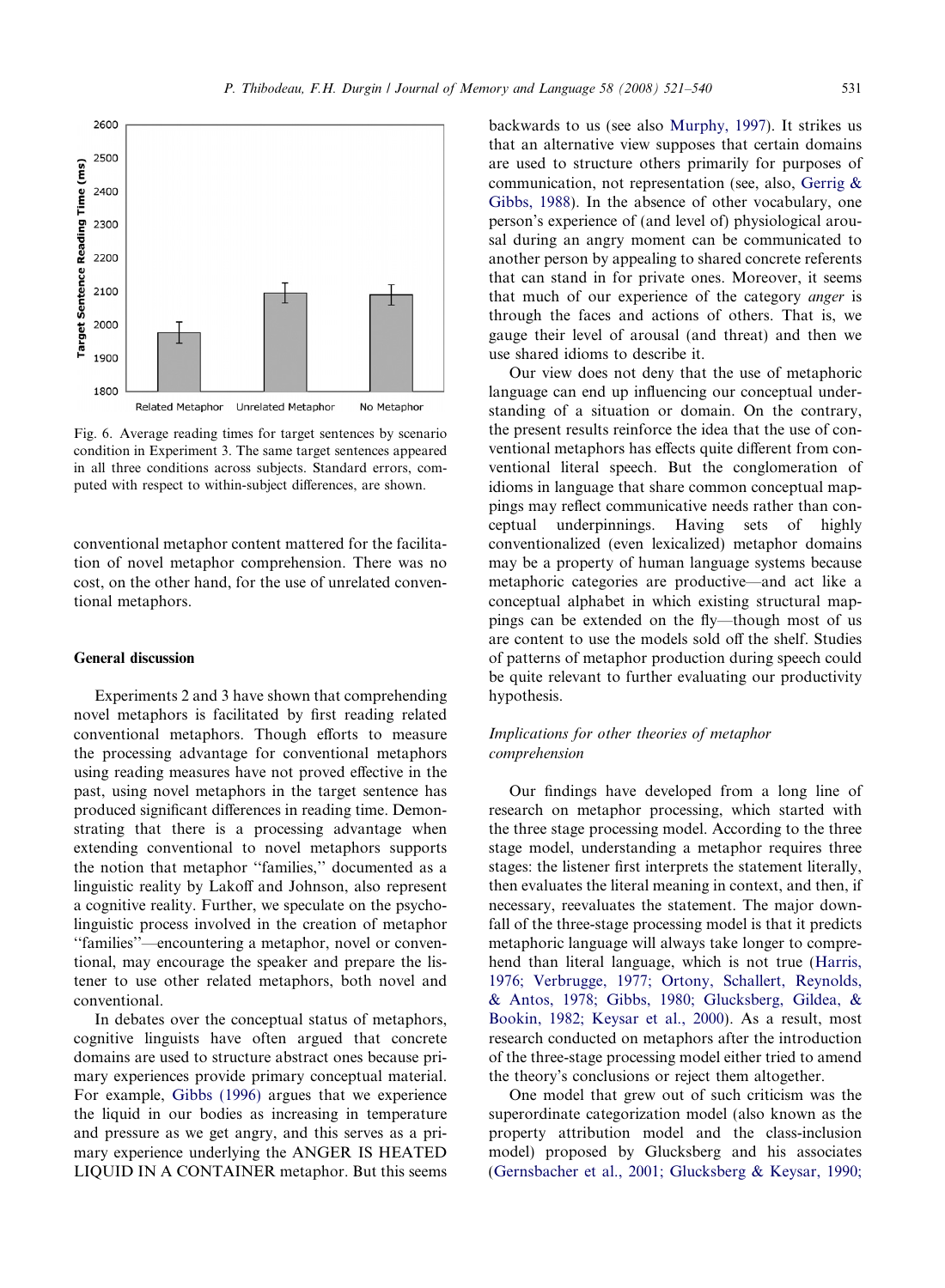2600
2500
2400
2300
2200
2100
2000
1900
1800

Target Sentence Reading Time (ms)

Related Metaphor
Unrelated Metaphor
No Metaphor

Fig. 6. Average reading times for target sentences by scenario condition in Experiment 3. The same target sentences appeared in all three conditions across subjects. Standard errors, computed with respect to within-subject differences, are shown.

conventional metaphor content mattered for the facilitation of novel metaphor comprehension. There was no cost, on the other hand, for the use of unrelated conventional metaphors.

## General discussion

Experiments 2 and 3 have shown that comprehending novel metaphors is facilitated by first reading related conventional metaphors. Though efforts to measure the processing advantage for conventional metaphors using reading measures have not proved effective in the past, using novel metaphors in the target sentence has produced significant differences in reading time. Demonstrating that there is a processing advantage when extending conventional to novel metaphors supports the notion that metaphor "families," documented as a linguistic reality by Lakoff and Johnson, also represent a cognitive reality. Further, we speculate on the psycholinguistic process involved in the creation of metaphor "families"—encountering a metaphor, novel or conventional, may encourage the speaker and prepare the listener to use other related metaphors, both novel and conventional.

In debates over the conceptual status of metaphors, cognitive linguists have often argued that concrete domains are used to structure abstract ones because primary experiences provide primary conceptual material. For example, Gibbs (1996) argues that we experience the liquid in our bodies as increasing in temperature and pressure as we get angry, and this serves as a primary experience underlying the ANGER IS HEATED LIQUID IN A CONTAINER metaphor. But this seems backwards to us (see also Murphy, 1997). It strikes us that an alternative view supposes that certain domains are used to structure others primarily for purposes of communication, not representation (see, also, Gerrig & Gibbs, 1988). In the absence of other vocabulary, one person's experience of (and level of) physiological arousal during an angry moment can be communicated to another person by appealing to shared concrete referents that can stand in for private ones. Moreover, it seems that much of our experience of the category *anger* is through the faces and actions of others. That is, we gauge their level of arousal (and threat) and then we use shared idioms to describe it.

Our view does not deny that the use of metaphoric language can end up influencing our conceptual understanding of a situation or domain. On the contrary, the present results reinforce the idea that the use of conventional metaphors has effects quite different from conventional literal speech. But the conglomeration of idioms in language that share common conceptual mappings may reflect communicative needs rather than conceptual underpinnings. Having sets of highly conventionalized (even lexicalized) metaphor domains may be a property of human language systems because metaphoric categories are productive—and act like a conceptual alphabet in which existing structural mappings can be extended on the fly—though most of us are content to use the models sold off the shelf. Studies of patterns of metaphor production during speech could be quite relevant to further evaluating our productivity hypothesis.

### *Implications for other theories of metaphor comprehension*

Our findings have developed from a long line of research on metaphor processing, which started with the three stage processing model. According to the three stage model, understanding a metaphor requires three stages: the listener first interprets the statement literally, then evaluates the literal meaning in context, and then, if necessary, reevaluates the statement. The major downfall of the three-stage processing model is that it predicts metaphorical language will always take longer to comprehend than literal language, which is not true (Harris, 1976; Verbrugge, 1977; Ortony, Schallert, Reynolds, & Antos, 1978; Gibbs, 1980; Glucksberg, Gildea, & Bookin, 1982; Keysar et al., 2000). As a result, most research conducted on metaphors after the introduction of the three-stage processing model either tried to amend the theory's conclusions or reject them altogether.

One model that grew out of such criticism was the superordinate categorization model (also known as the property attribution model and the class-inclusion model) proposed by Glucksberg and his associates (Gernsbacher et al., 2001; Glucksberg & Keysar, 1990;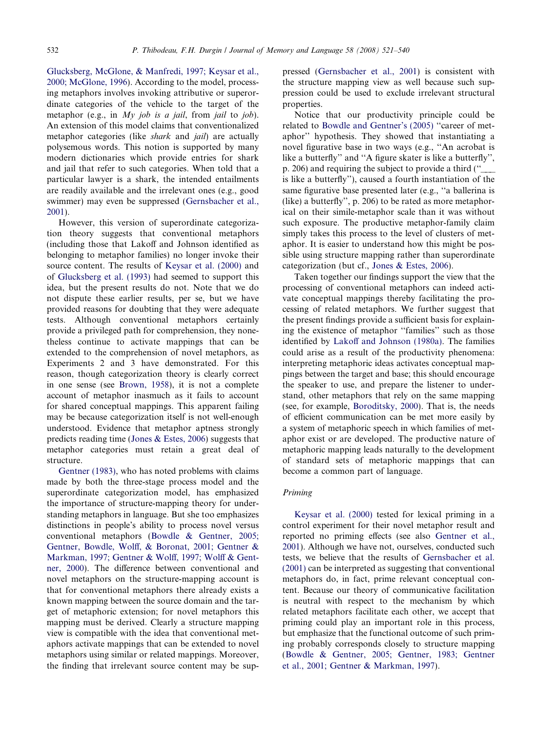Glucksberg, McGlone, & Manfredi, 1997; Keysar et al., 2000; McGlone, 1996). According to the model, processing metaphors involves invoking attributive or superordinate categories of the vehicle to the target of the metaphor (e.g., in *My job is a jail*, from *jail* to *job*). An extension of this model claims that conventionalized metaphor categories (like *shark* and *jail*) are actually polysemous words. This notion is supported by many modern dictionaries which provide entries for shark and jail that refer to such categories. When told that a particular lawyer is a shark, the intended entailments are readily available and the irrelevant ones (e.g., good swimmer) may even be suppressed (Gernsbacher et al., 2001).

However, this version of superordinate categorization theory suggests that conventional metaphors (including those that Lakoff and Johnson identified as belonging to metaphor families) no longer invoke their source content. The results of Keysar et al. (2000) and of Glucksberg et al. (1993) had seemed to support this idea, but the present results do not. Note that we do not dispute these earlier results, per se, but we have provided reasons for doubting that they were adequate tests. Although conventional metaphors certainly provide a privileged path for comprehension, they nonetheless continue to activate mappings that can be extended to the comprehension of novel metaphors, as Experiments 2 and 3 have demonstrated. For this reason, though categorization theory is clearly correct in one sense (see Brown, 1958), it is not a complete account of metaphor inasmuch as it fails to account for shared conceptual mappings. This apparent failing may be because categorization itself is not well-enough understood. Evidence that metaphor aptness strongly predicts reading time (Jones & Estes, 2006) suggests that metaphor categories must retain a great deal of structure.

Gentner (1983), who has noted problems with claims made by both the three-stage process model and the superordinate categorization model, has emphasized the importance of structure-mapping theory for understanding metaphors in language. But she too emphasizes distinctions in people's ability to process novel versus conventional metaphors (Bowdle & Gentner, 2005; Gentner, Bowdle, Wolff, & Boronat, 2001; Gentner & Markman, 1997; Gentner & Wolff, 1997; Wolff & Gentner, 2000). The difference between conventional and novel metaphors on the structure-mapping account is that for conventional metaphors there already exists a known mapping between the source domain and the target of metaphoric extension; for novel metaphors this mapping must be derived. Clearly a structure mapping view is compatible with the idea that conventional metaphors activate mappings that can be extended to novel metaphors using similar or related mappings. Moreover, the finding that irrelevant source content may be suppressed (Gernsbacher et al., 2001) is consistent with the structure mapping view as well because such suppression could be used to exclude irrelevant structural properties.

Notice that our productivity principle could be related to Bowdle and Gentner's (2005) "career of metaphor" hypothesis. They showed that instantiating a novel figurative base in two ways (e.g., "An acrobat is like a butterfly" and "A figure skater is like a butterfly", p. 206) and requiring the subject to provide a third ("___ is like a butterfly"), caused a fourth instantiation of the same figurative base presented later (e.g., "a ballerina is (like) a butterfly", p. 206) to be rated as more metaphorical on their simile-metaphor scale than it was without such exposure. The productive metaphor-family claim simply takes this process to the level of clusters of metaphor. It is easier to understand how this might be possible using structure mapping rather than superordinate categorization (but cf., Jones & Estes, 2006).

Taken together our findings support the view that the processing of conventional metaphors can indeed activate conceptual mappings thereby facilitating the processing of related metaphors. We further suggest that the present findings provide a sufficient basis for explaining the existence of metaphor "families" such as those identified by Lakoff and Johnson (1980a). The families could arise as a result of the productivity phenomena: interpreting metaphoric ideas activates conceptual mappings between the target and base; this should encourage the speaker to use, and prepare the listener to understand, other metaphors that rely on the same mapping (see, for example, Boroditsky, 2000). That is, the needs of efficient communication can be met more easily by a system of metaphoric speech in which families of metaphor exist or are developed. The productive nature of metaphoric mapping leads naturally to the development of standard sets of metaphoric mappings that can become a common part of language.

### Priming

Keysar et al. (2000) tested for lexical priming in a control experiment for their novel metaphor result and reported no priming effects (see also Gentner et al., 2001). Although we have not, ourselves, conducted such tests, we believe that the results of Gernsbacher et al. (2001) can be interpreted as suggesting that conventional metaphors do, in fact, prime relevant conceptual content. Because our theory of communicative facilitation is neutral with respect to the mechanism by which related metaphors facilitate each other, we accept that priming could play an important role in this process, but emphasize that the functional outcome of such priming probably corresponds closely to structure mapping (Bowdle & Gentner, 2005; Gentner, 1983; Gentner et al., 2001; Gentner & Markman, 1997).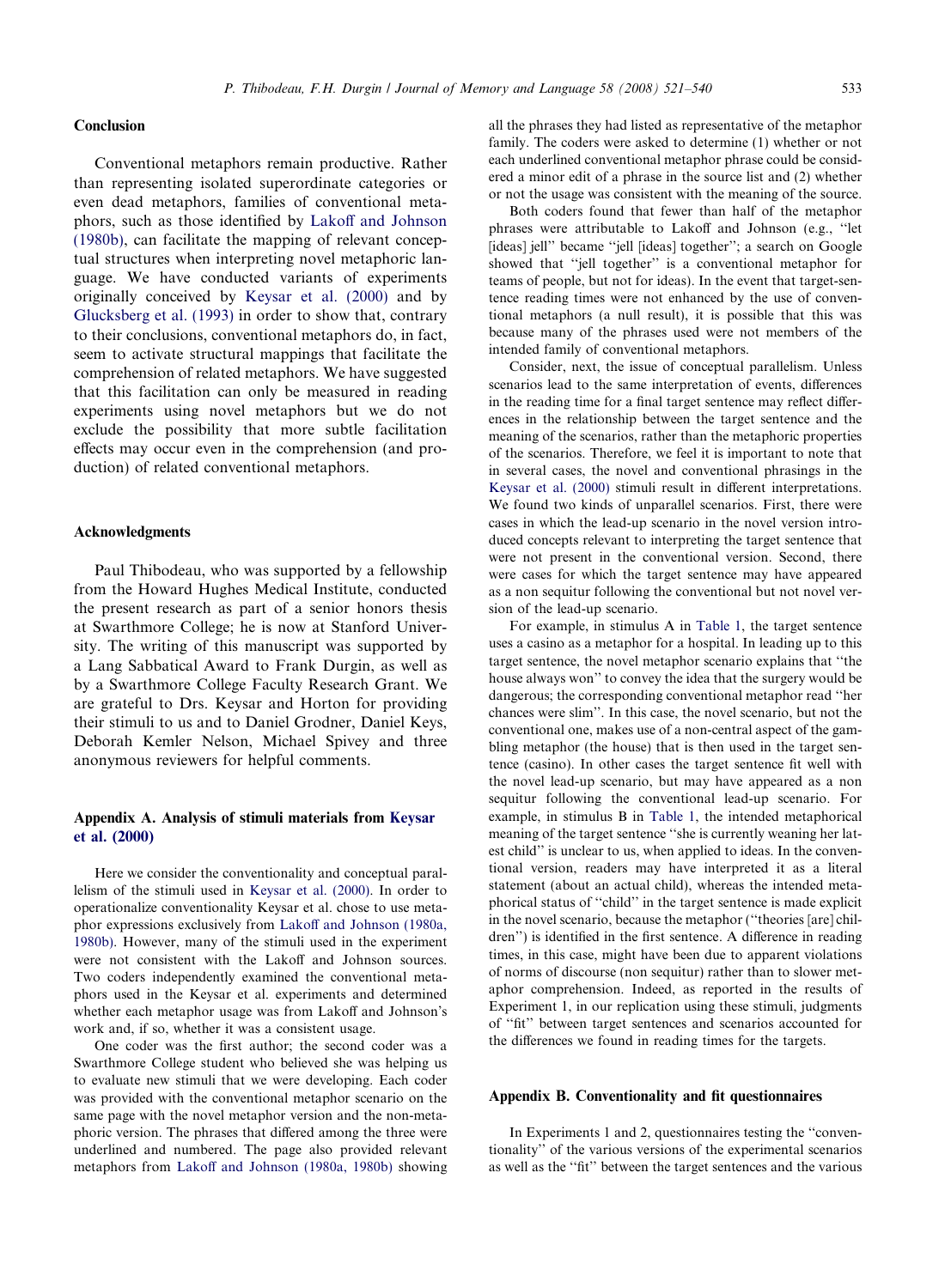## Conclusion

Conventional metaphors remain productive. Rather than representing isolated superordinate categories or even dead metaphors, families of conventional metaphors, such as those identified by Lakoff and Johnson (1980b), can facilitate the mapping of relevant conceptual structures when interpreting novel metaphoric language. We have conducted variants of experiments originally conceived by Keysar et al. (2000) and by Glucksberg et al. (1993) in order to show that, contrary to their conclusions, conventional metaphors do, in fact, seem to activate structural mappings that facilitate the comprehension of related metaphors. We have suggested that this facilitation can only be measured in reading experiments using novel metaphors but we do not exclude the possibility that more subtle facilitation effects may occur even in the comprehension (and production) of related conventional metaphors.

## Acknowledgments

Paul Thibodeau, who was supported by a fellowship from the Howard Hughes Medical Institute, conducted the present research as part of a senior honors thesis at Swarthmore College; he is now at Stanford University. The writing of this manuscript was supported by a Lang Sabbatical Award to Frank Durgin, as well as by a Swarthmore College Faculty Research Grant. We are grateful to Drs. Keysar and Horton for providing their stimuli to us and to Daniel Grodner, Daniel Keys, Deborah Kemler Nelson, Michael Spivey and three anonymous reviewers for helpful comments.

## Appendix A. Analysis of stimuli materials from Keysar et al. (2000)

Here we consider the conventionality and conceptual parallelism of the stimuli used in Keysar et al. (2000). In order to operationalize conventionality Keysar et al. chose to use metaphor expressions exclusively from Lakoff and Johnson (1980a, 1980b). However, many of the stimuli used in the experiment were not consistent with the Lakoff and Johnson sources. Two coders independently examined the conventional metaphors used in the Keysar et al. experiments and determined whether each metaphor usage was from Lakoff and Johnson's work and, if so, whether it was a consistent usage.

One coder was the first author; the second coder was a Swarthmore College student who believed she was helping us to evaluate new stimuli that we were developing. Each coder was provided with the conventional metaphor scenario on the same page with the novel metaphor version and the non-metaphoric version. The phrases that differed among the three were underlined and numbered. The page also provided relevant metaphors from Lakoff and Johnson (1980a, 1980b) showing all the phrases they had listed as representative of the metaphor family. The coders were asked to determine (1) whether or not each underlined conventional metaphor phrase could be considered a minor edit of a phrase in the source list and (2) whether or not the usage was consistent with the meaning of the source.

Both coders found that fewer than half of the metaphor phrases were attributable to Lakoff and Johnson (e.g., "let [ideas] jell" became "jell [ideas] together"; a search on Google showed that "jell together" is a conventional metaphor for teams of people, but not for ideas). In the event that target-sentence reading times were not enhanced by the use of conventional metaphors (a null result), it is possible that this was because many of the phrases used were not members of the intended family of conventional metaphors.

Consider, next, the issue of conceptual parallelism. Unless scenarios lead to the same interpretation of events, differences in the reading time for a final target sentence may reflect differences in the relationship between the target sentence and the meaning of the scenarios, rather than the metaphoric properties of the scenarios. Therefore, we feel it is important to note that in several cases, the novel and conventional phrasings in the Keysar et al. (2000) stimuli result in different interpretations. We found two kinds of unparallel scenarios. First, there were cases in which the lead-up scenario in the novel version introduced concepts relevant to interpreting the target sentence that were not present in the conventional version. Second, there were cases for which the target sentence may have appeared as a non sequitur following the conventional but not novel version of the lead-up scenario.

For example, in stimulus A in Table 1, the target sentence uses a casino as a metaphor for a hospital. In leading up to this target sentence, the novel metaphor scenario explains that "the house always won" to convey the idea that the surgery would be dangerous; the corresponding conventional metaphor read "her chances were slim". In this case, the novel scenario, but not the conventional one, makes use of a non-central aspect of the gambling metaphor (the house) that is then used in the target sentence (casino). In other cases the target sentence fit well with the novel lead-up scenario, but may have appeared as a non sequitur following the conventional lead-up scenario. For example, in stimulus B in Table 1, the intended metaphorical meaning of the target sentence "she is currently weaning her latest child" is unclear to us, when applied to ideas. In the conventional version, readers may have interpreted it as a literal statement (about an actual child), whereas the intended metaphorical status of "child" in the target sentence is made explicit in the novel scenario, because the metaphor ("theories [are] children") is identified in the first sentence. A difference in reading times, in this case, might have been due to apparent violations of norms of discourse (non sequitur) rather than to slower metaphor comprehension. Indeed, as reported in the results of Experiment 1, in our replication using these stimuli, judgments of "fit" between target sentences and scenarios accounted for the differences we found in reading times for the targets.

## Appendix B. Conventionality and fit questionnaires

In Experiments 1 and 2, questionnaires testing the "conventionality" of the various versions of the experimental scenarios as well as the "fit" between the target sentences and the various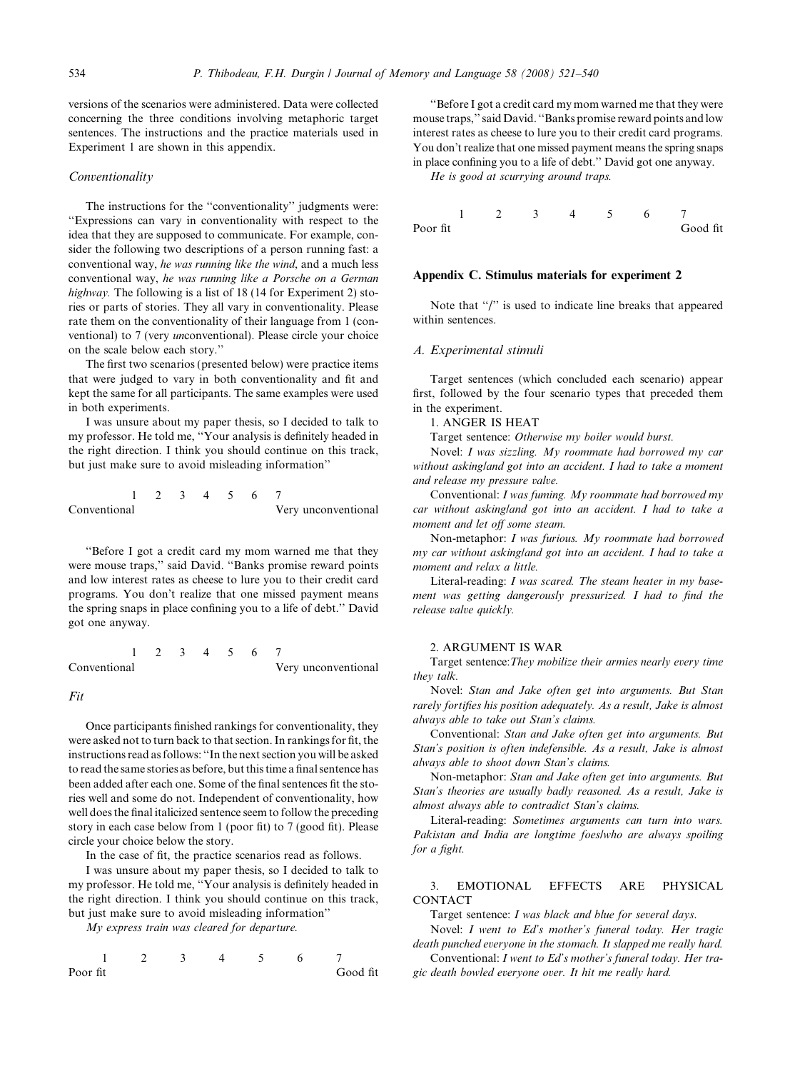versions of the scenarios were administered. Data were collected concerning the three conditions involving metaphoric target sentences. The instructions and the practice materials used in Experiment 1 are shown in this appendix.

### Conventionality

The instructions for the ''conventionality'' judgments were: ''Expressions can vary in conventionality with respect to the idea that they are supposed to communicate. For example, consider the following two descriptions of a person running fast: a conventional way, *he was running like the wind*, and a much less conventional way, *he was running like a Porsche on a German highway.* The following is a list of 18 (14 for Experiment 2) stories or parts of stories. They all vary in conventionality. Please rate them on the conventionality of their language from 1 (conventional) to 7 (very *un*conventional). Please circle your choice on the scale below each story.''

The first two scenarios (presented below) were practice items that were judged to vary in both conventionality and fit and kept the same for all participants. The same examples were used in both experiments.

I was unsure about my paper thesis, so I decided to talk to my professor. He told me, ''Your analysis is definitely headed in the right direction. I think you should continue on this track, but just make sure to avoid misleading information''

1 2 3 4 5 6 7
Conventional Very unconventional

''Before I got a credit card my mom warned me that they were mouse traps,'' said David. ''Banks promise reward points and low interest rates as cheese to lure you to their credit card programs. You don't realize that one missed payment means the spring snaps in place confining you to a life of debt.'' David got one anyway.

1 2 3 4 5 6 7
Conventional Very unconventional

### Fit

Once participants finished rankings for conventionality, they were asked not to turn back to that section. In rankings for fit, the instructions read as follows: ''In the next section you will be asked to read the same stories as before, but this time a final sentence has been added after each one. Some of the final sentences fit the stories well and some do not. Independent of conventionality, how well does the final italicized sentence seem to follow the preceding story in each case below from 1 (poor fit) to 7 (good fit). Please circle your choice below the story.

In the case of fit, the practice scenarios read as follows.

I was unsure about my paper thesis, so I decided to talk to my professor. He told me, ''Your analysis is definitely headed in the right direction. I think you should continue on this track, but just make sure to avoid misleading information''

*My express train was cleared for departure.*

1 2 3 4 5 6 7
Poor fit Good fit

''Before I got a credit card my mom warned me that they were mouse traps,'' said David. ''Banks promise reward points and low interest rates as cheese to lure you to their credit card programs. You don't realize that one missed payment means the spring snaps in place confining you to a life of debt.'' David got one anyway.

*He is good at scurrying around traps.*

1 2 3 4 5 6 7
Poor fit Good fit

## Appendix C. Stimulus materials for experiment 2

Note that ''/'' is used to indicate line breaks that appeared within sentences.

### A. Experimental stimuli

Target sentences (which concluded each scenario) appear first, followed by the four scenario types that preceded them in the experiment.

1. ANGER IS HEAT

Target sentence: *Otherwise my boiler would burst.*

Novel: *I was sizzling. My roommate had borrowed my car without asking/and got into an accident. I had to take a moment and release my pressure valve.*

Conventional: *I was fuming. My roommate had borrowed my car without asking/and got into an accident. I had to take a moment and let off some steam.*

Non-metaphor: *I was furious. My roommate had borrowed my car without asking/and got into an accident. I had to take a moment and relax a little.*

Literal-reading: *I was scared. The steam heater in my basement was getting dangerously pressurized. I had to find the release valve quickly.*

2. ARGUMENT IS WAR

Target sentence: *They mobilize their armies nearly every time they talk.*

Novel: *Stan and Jake often get into arguments. But Stan rarely fortifies his position adequately. As a result, Jake is almost always able to take out Stan's claims.*

Conventional: *Stan and Jake often get into arguments. But Stan's position is often indefensible. As a result, Jake is almost always able to shoot down Stan's claims.*

Non-metaphor: *Stan and Jake often get into arguments. But Stan's theories are usually badly reasoned. As a result, Jake is almost always able to contradict Stan's claims.*

Literal-reading: *Sometimes arguments can turn into wars. Pakistan and India are longtime foes/who are always spoiling for a fight.*

3. EMOTIONAL EFFECTS ARE PHYSICAL CONTACT

Target sentence: *I was black and blue for several days.*

Novel: *I went to Ed's mother's funeral today. Her tragic death punched everyone in the stomach. It slapped me really hard.*

Conventional: *I went to Ed's mother's funeral today. Her tragic death bowled everyone over. It hit me really hard.*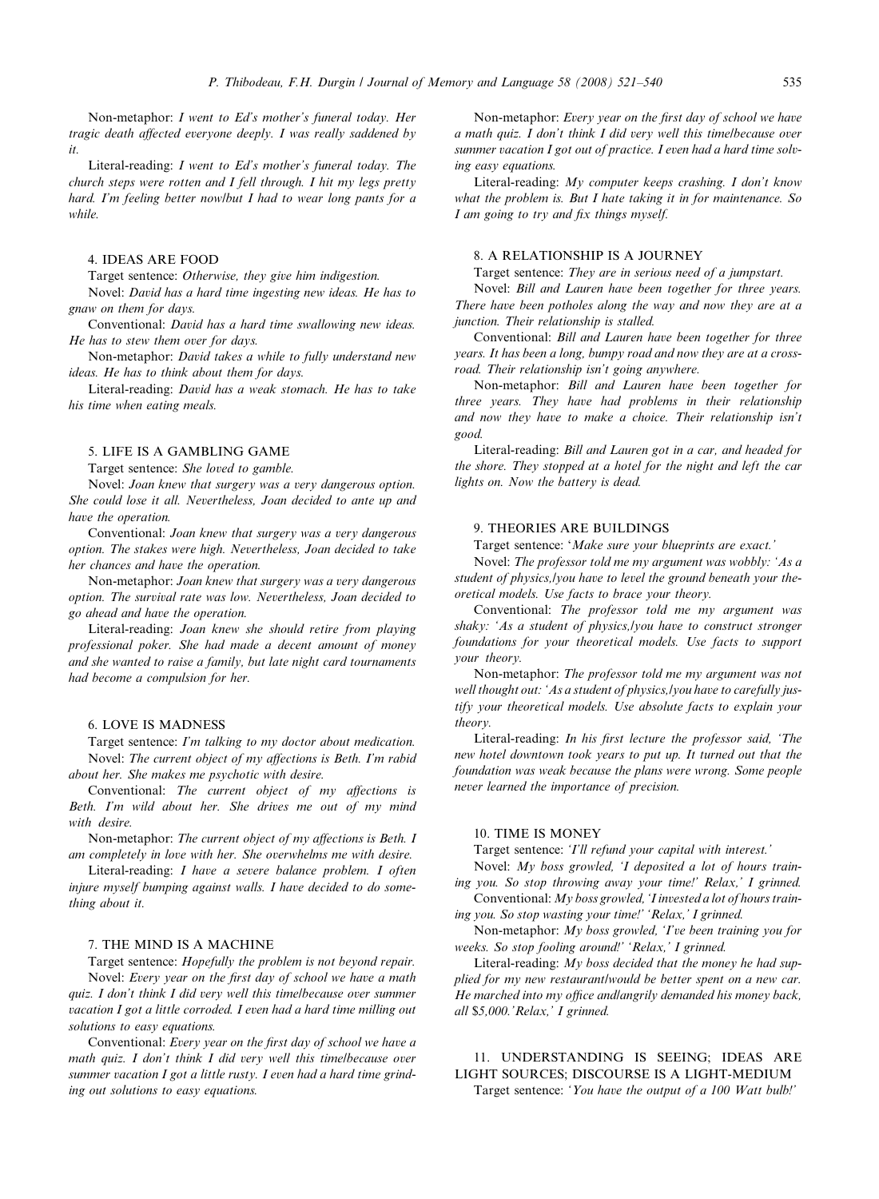Non-metaphor: *I went to Ed's mother's funeral today. Her tragic death affected everyone deeply. I was really saddened by it.*

Literal-reading: *I went to Ed's mother's funeral today. The church steps were rotten and I fell through. I hit my legs pretty hard. I'm feeling better now/but I had to wear long pants for a while.*

### 4. IDEAS ARE FOOD

Target sentence: *Otherwise, they give him indigestion.*

Novel: *David has a hard time ingesting new ideas. He has to gnaw on them for days.*

Conventional: *David has a hard time swallowing new ideas. He has to stew them over for days.*

Non-metaphor: *David takes a while to fully understand new ideas. He has to think about them for days.*

Literal-reading: *David has a weak stomach. He has to take his time when eating meals.*

### 5. LIFE IS A GAMBLING GAME

Target sentence: *She loved to gamble.*

Novel: *Joan knew that surgery was a very dangerous option. She could lose it all. Nevertheless, Joan decided to ante up and have the operation.*

Conventional: *Joan knew that surgery was a very dangerous option. The stakes were high. Nevertheless, Joan decided to take her chances and have the operation.*

Non-metaphor: *Joan knew that surgery was a very dangerous option. The survival rate was low. Nevertheless, Joan decided to go ahead and have the operation.*

Literal-reading: *Joan knew she should retire from playing professional poker. She had made a decent amount of money and she wanted to raise a family, but late night card tournaments had become a compulsion for her.*

### 6. LOVE IS MADNESS

Target sentence: *I'm talking to my doctor about medication.*

Novel: *The current object of my affections is Beth. I'm rabid about her. She makes me psychotic with desire.*

Conventional: *The current object of my affections is Beth. I'm wild about her. She drives me out of my mind with desire.*

Non-metaphor: *The current object of my affections is Beth. I am completely in love with her. She overwhelms me with desire.*

Literal-reading: *I have a severe balance problem. I often injure myself bumping against walls. I have decided to do something about it.*

### 7. THE MIND IS A MACHINE

Target sentence: *Hopefully the problem is not beyond repair.*

Novel: *Every year on the first day of school we have a math quiz. I don't think I did very well this time/because over summer vacation I got a little corroded. I even had a hard time milling out solutions to easy equations.*

Conventional: *Every year on the first day of school we have a math quiz. I don't think I did very well this time/because over summer vacation I got a little rusty. I even had a hard time grinding out solutions to easy equations.*

Non-metaphor: *Every year on the first day of school we have a math quiz. I don't think I did very well this time/because over summer vacation I got out of practice. I even had a hard time solving easy equations.*

Literal-reading: *My computer keeps crashing. I don't know what the problem is. But I hate taking it in for maintenance. So I am going to try and fix things myself.*

### 8. A RELATIONSHIP IS A JOURNEY

Target sentence: *They are in serious need of a jumpstart.*

Novel: *Bill and Lauren have been together for three years. There have been potholes along the way and now they are at a junction. Their relationship is stalled.*

Conventional: *Bill and Lauren have been together for three years. It has been a long, bumpy road and now they are at a crossroad. Their relationship isn't going anywhere.*

Non-metaphor: *Bill and Lauren have been together for three years. They have had problems in their relationship and now they have to make a choice. Their relationship isn't good.*

Literal-reading: *Bill and Lauren got in a car, and headed for the shore. They stopped at a hotel for the night and left the car lights on. Now the battery is dead.*

### 9. THEORIES ARE BUILDINGS

Target sentence: '*Make sure your blueprints are exact.*'

Novel: *The professor told me my argument was wobbly: 'As a student of physics,/you have to level the ground beneath your theoretical models. Use facts to brace your theory.*

Conventional: *The professor told me my argument was shaky: 'As a student of physics,/you have to construct stronger foundations for your theoretical models. Use facts to support your theory.*

Non-metaphor: *The professor told me my argument was not well thought out: 'As a student of physics,/you have to carefully justify your theoretical models. Use absolute facts to explain your theory.*

Literal-reading: *In his first lecture the professor said, 'The new hotel downtown took years to put up. It turned out that the foundation was weak because the plans were wrong. Some people never learned the importance of precision.*

### 10. TIME IS MONEY

Target sentence: *'I'll refund your capital with interest.'*

Novel: *My boss growled, 'I deposited a lot of hours training you. So stop throwing away your time!' Relax,' I grinned.*

Conventional: *My boss growled, 'I invested a lot of hours training you. So stop wasting your time!' 'Relax,' I grinned.*

Non-metaphor: *My boss growled, 'I've been training you for weeks. So stop fooling around!' 'Relax,' I grinned.*

Literal-reading: *My boss decided that the money he had supplied for my new restaurant/would be better spent on a new car. He marched into my office and/angrily demanded his money back, all \$5,000.'Relax,' I grinned.*

### 11. UNDERSTANDING IS SEEING; IDEAS ARE LIGHT SOURCES; DISCOURSE IS A LIGHT-MEDIUM

Target sentence: '*You have the output of a 100 Watt bulb!*'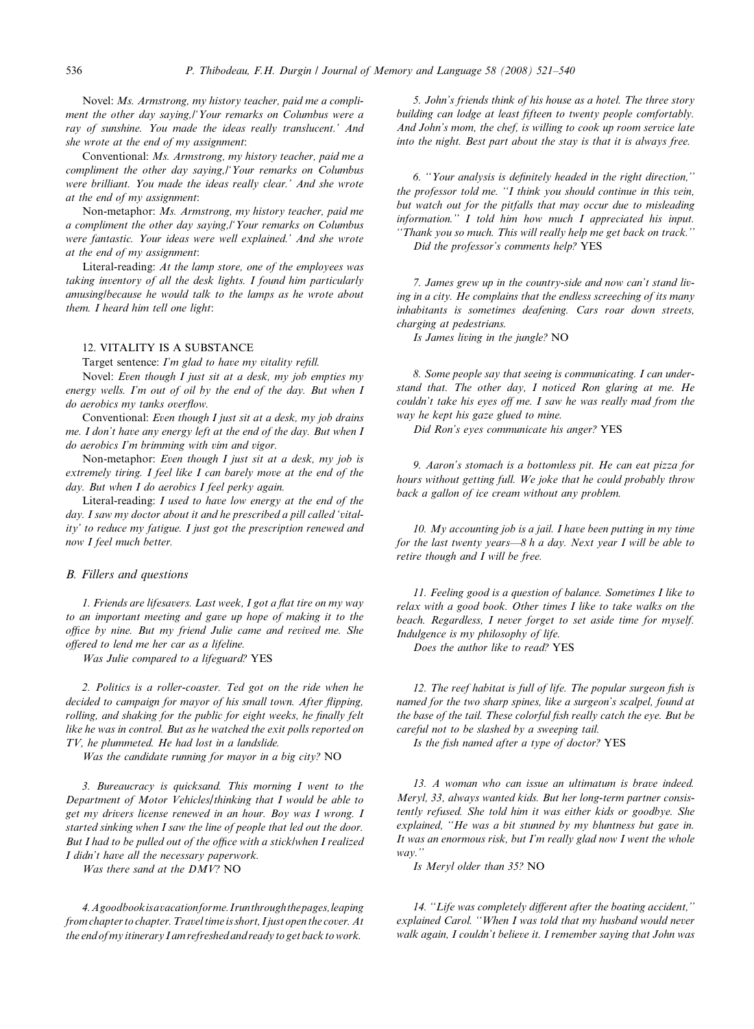Novel: *Ms. Armstrong, my history teacher, paid me a compliment the other day saying,/'Your remarks on Columbus were a ray of sunshine. You made the ideas really translucent.' And she wrote at the end of my assignment*:

Conventional: *Ms. Armstrong, my history teacher, paid me a compliment the other day saying,/'Your remarks on Columbus were brilliant. You made the ideas really clear.' And she wrote at the end of my assignment*:

Non-metaphor: *Ms. Armstrong, my history teacher, paid me a compliment the other day saying,/'Your remarks on Columbus were fantastic. Your ideas were well explained.' And she wrote at the end of my assignment*:

Literal-reading: *At the lamp store, one of the employees was taking inventory of all the desk lights. I found him particularly amusing/because he would talk to the lamps as he wrote about them. I heard him tell one light*:

### 12. VITALITY IS A SUBSTANCE

Target sentence: *I'm glad to have my vitality refill.*

Novel: *Even though I just sit at a desk, my job empties my energy wells. I'm out of oil by the end of the day. But when I do aerobics my tanks overflow.*

Conventional: *Even though I just sit at a desk, my job drains me. I don't have any energy left at the end of the day. But when I do aerobics I'm brimming with vim and vigor.*

Non-metaphor: *Even though I just sit at a desk, my job is extremely tiring. I feel like I can barely move at the end of the day. But when I do aerobics I feel perky again.*

Literal-reading: *I used to have low energy at the end of the day. I saw my doctor about it and he prescribed a pill called 'vitality' to reduce my fatigue. I just got the prescription renewed and now I feel much better.*

## B. Fillers and questions

*1. Friends are lifesavers. Last week, I got a flat tire on my way to an important meeting and gave up hope of making it to the office by nine. But my friend Julie came and revived me. She offered to lend me her car as a lifeline.*

*Was Julie compared to a lifeguard?* YES

*2. Politics is a roller-coaster. Ted got on the ride when he decided to campaign for mayor of his small town. After flipping, rolling, and shaking for the public for eight weeks, he finally felt like he was in control. But as he watched the exit polls reported on TV, he plummeted. He had lost in a landslide.*

*Was the candidate running for mayor in a big city?* NO

*3. Bureaucracy is quicksand. This morning I went to the Department of Motor Vehicles/thinking that I would be able to get my drivers license renewed in an hour. Boy was I wrong. I started sinking when I saw the line of people that led out the door. But I had to be pulled out of the office with a stick/when I realized I didn't have all the necessary paperwork.*

*Was there sand at the DMV?* NO

*4. A good book is a vacation for me. I run through the pages, leaping from chapter to chapter. Travel time is short, I just open the cover. At the end of my itinerary I am refreshed and ready to get back to work.*

*5. John's friends think of his house as a hotel. The three story building can lodge at least fifteen to twenty people comfortably. And John's mom, the chef, is willing to cook up room service late into the night. Best part about the stay is that it is always free.*

*6. "Your analysis is definitely headed in the right direction," the professor told me. "I think you should continue in this vein, but watch out for the pitfalls that may occur due to misleading information." I told him how much I appreciated his input. "Thank you so much. This will really help me get back on track."*

*Did the professor's comments help?* YES

*7. James grew up in the country-side and now can't stand living in a city. He complains that the endless screeching of its many inhabitants is sometimes deafening. Cars roar down streets, charging at pedestrians.*

*Is James living in the jungle?* NO

*8. Some people say that seeing is communicating. I can understand that. The other day, I noticed Ron glaring at me. He couldn't take his eyes off me. I saw he was really mad from the way he kept his gaze glued to mine.*

*Did Ron's eyes communicate his anger?* YES

*9. Aaron's stomach is a bottomless pit. He can eat pizza for hours without getting full. We joke that he could probably throw back a gallon of ice cream without any problem.*

*10. My accounting job is a jail. I have been putting in my time for the last twenty years—8 h a day. Next year I will be able to retire though and I will be free.*

*11. Feeling good is a question of balance. Sometimes I like to relax with a good book. Other times I like to take walks on the beach. Regardless, I never forget to set aside time for myself. Indulgence is my philosophy of life.*

*Does the author like to read?* YES

*12. The reef habitat is full of life. The popular surgeon fish is named for the two sharp spines, like a surgeon's scalpel, found at the base of the tail. These colorful fish really catch the eye. But be careful not to be slashed by a sweeping tail.*

*Is the fish named after a type of doctor?* YES

*13. A woman who can issue an ultimatum is brave indeed. Meryl, 33, always wanted kids. But her long-term partner consistently refused. She told him it was either kids or goodbye. She explained, "He was a bit stunned by my bluntness but gave in. It was an enormous risk, but I'm really glad now I went the whole way."*

*Is Meryl older than 35?* NO

*14. "Life was completely different after the boating accident," explained Carol. "When I was told that my husband would never walk again, I couldn't believe it. I remember saying that John was*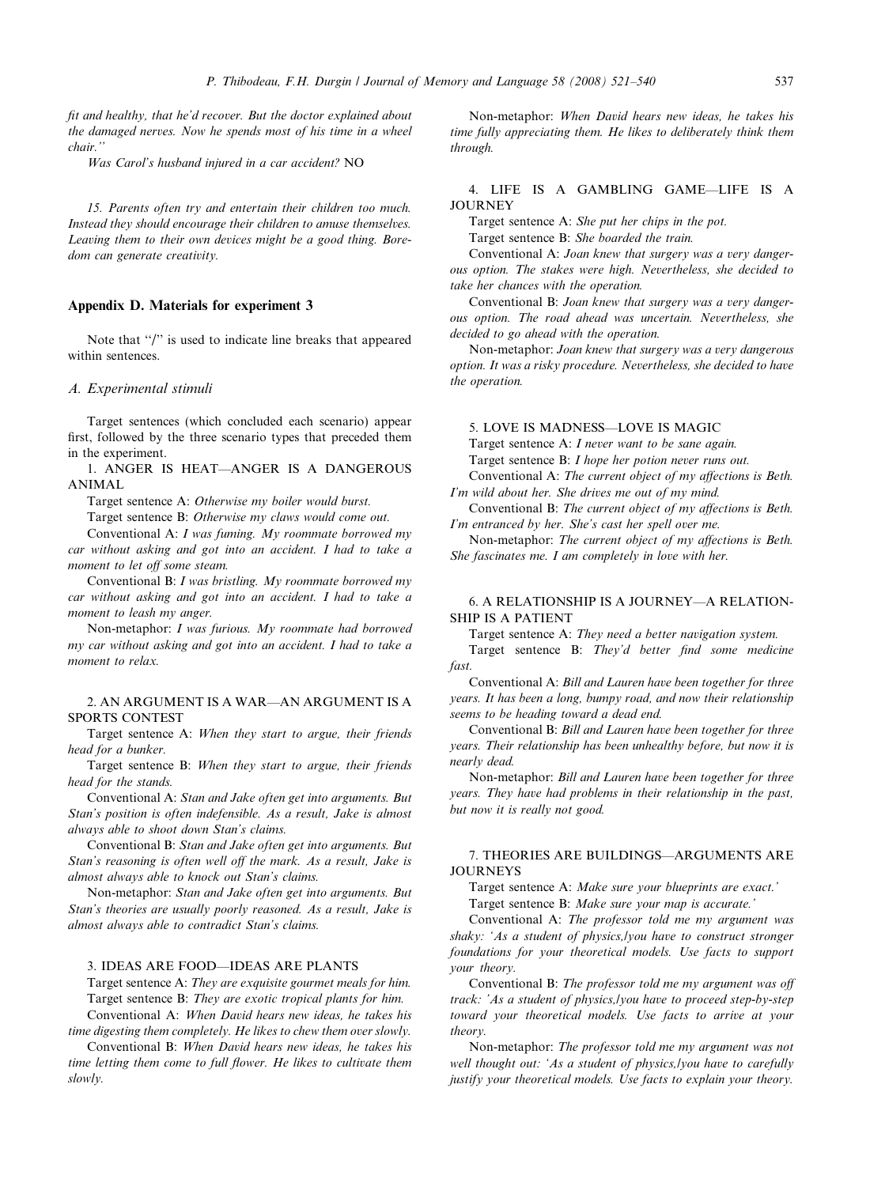*fit and healthy, that he'd recover. But the doctor explained about the damaged nerves. Now he spends most of his time in a wheel chair."*

*Was Carol's husband injured in a car accident?* NO

*15. Parents often try and entertain their children too much. Instead they should encourage their children to amuse themselves. Leaving them to their own devices might be a good thing. Boredom can generate creativity.*

## Appendix D. Materials for experiment 3

Note that "/" is used to indicate line breaks that appeared within sentences.

### A. Experimental stimuli

Target sentences (which concluded each scenario) appear first, followed by the three scenario types that preceded them in the experiment.

1. ANGER IS HEAT—ANGER IS A DANGEROUS ANIMAL

Target sentence A: *Otherwise my boiler would burst.*

Target sentence B: *Otherwise my claws would come out.*

Conventional A: *I was fuming. My roommate borrowed my car without asking and got into an accident. I had to take a moment to let off some steam.*

Conventional B: *I was bristling. My roommate borrowed my car without asking and got into an accident. I had to take a moment to leash my anger.*

Non-metaphor: *I was furious. My roommate had borrowed my car without asking and got into an accident. I had to take a moment to relax.*

2. AN ARGUMENT IS A WAR—AN ARGUMENT IS A SPORTS CONTEST

Target sentence A: *When they start to argue, their friends head for a bunker.*

Target sentence B: *When they start to argue, their friends head for the stands.*

Conventional A: *Stan and Jake often get into arguments. But Stan's position is often indefensible. As a result, Jake is almost always able to shoot down Stan's claims.*

Conventional B: *Stan and Jake often get into arguments. But Stan's reasoning is often well off the mark. As a result, Jake is almost always able to knock out Stan's claims.*

Non-metaphor: *Stan and Jake often get into arguments. But Stan's theories are usually poorly reasoned. As a result, Jake is almost always able to contradict Stan's claims.*

3. IDEAS ARE FOOD—IDEAS ARE PLANTS

Target sentence A: *They are exquisite gourmet meals for him.*

Target sentence B: *They are exotic tropical plants for him.*

Conventional A: *When David hears new ideas, he takes his time digesting them completely. He likes to chew them over slowly.*

Conventional B: *When David hears new ideas, he takes his time letting them come to full flower. He likes to cultivate them slowly.*

Non-metaphor: *When David hears new ideas, he takes his time fully appreciating them. He likes to deliberately think them through.*

4. LIFE IS A GAMBLING GAME—LIFE IS A JOURNEY

Target sentence A: *She put her chips in the pot.*

Target sentence B: *She boarded the train.*

Conventional A: *Joan knew that surgery was a very dangerous option. The stakes were high. Nevertheless, she decided to take her chances with the operation.*

Conventional B: *Joan knew that surgery was a very dangerous option. The road ahead was uncertain. Nevertheless, she decided to go ahead with the operation.*

Non-metaphor: *Joan knew that surgery was a very dangerous option. It was a risky procedure. Nevertheless, she decided to have the operation.*

5. LOVE IS MADNESS—LOVE IS MAGIC

Target sentence A: *I never want to be sane again.*

Target sentence B: *I hope her potion never runs out.*

Conventional A: *The current object of my affections is Beth. I'm wild about her. She drives me out of my mind.*

Conventional B: *The current object of my affections is Beth. I'm entranced by her. She's cast her spell over me.*

Non-metaphor: *The current object of my affections is Beth. She fascinates me. I am completely in love with her.*

6. A RELATIONSHIP IS A JOURNEY—A RELATIONSHIP IS A PATIENT

Target sentence A: *They need a better navigation system.*

Target sentence B: *They'd better find some medicine fast.*

Conventional A: *Bill and Lauren have been together for three years. It has been a long, bumpy road, and now their relationship seems to be heading toward a dead end.*

Conventional B: *Bill and Lauren have been together for three years. Their relationship has been unhealthy before, but now it is nearly dead.*

Non-metaphor: *Bill and Lauren have been together for three years. They have had problems in their relationship in the past, but now it is really not good.*

7. THEORIES ARE BUILDINGS—ARGUMENTS ARE JOURNEYS

Target sentence A: *Make sure your blueprints are exact.'*

Target sentence B: *Make sure your map is accurate.'*

Conventional A: *The professor told me my argument was shaky: 'As a student of physics,/you have to construct stronger foundations for your theoretical models. Use facts to support your theory.*

Conventional B: *The professor told me my argument was off track: 'As a student of physics,/you have to proceed step-by-step toward your theoretical models. Use facts to arrive at your theory.*

Non-metaphor: *The professor told me my argument was not well thought out: 'As a student of physics,/you have to carefully justify your theoretical models. Use facts to explain your theory.*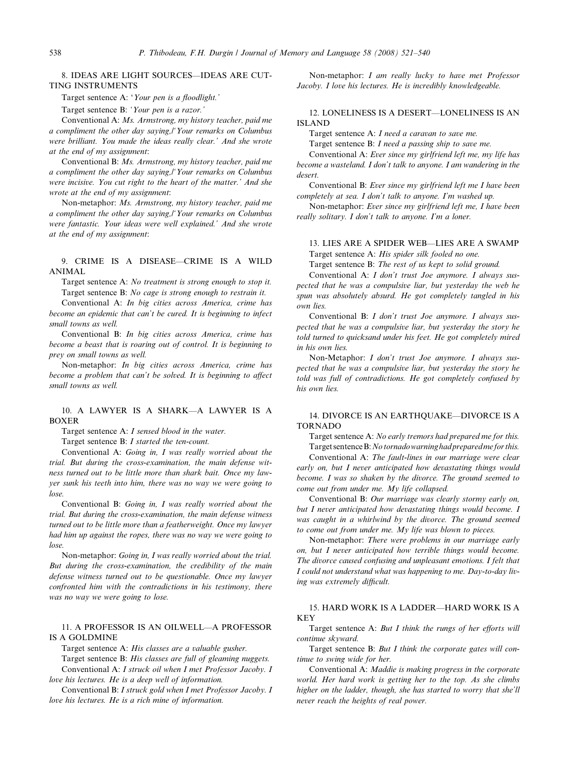8. IDEAS ARE LIGHT SOURCES—IDEAS ARE CUTTING INSTRUMENTS

Target sentence A: '*Your pen is a floodlight.*'

Target sentence B: '*Your pen is a razor.*'

Conventional A: *Ms. Armstrong, my history teacher, paid me a compliment the other day saying,|'Your remarks on Columbus were brilliant. You made the ideas really clear.' And she wrote at the end of my assignment*:

Conventional B: *Ms. Armstrong, my history teacher, paid me a compliment the other day saying,|'Your remarks on Columbus were incisive. You cut right to the heart of the matter.' And she wrote at the end of my assignment*:

Non-metaphor: *Ms. Armstrong, my history teacher, paid me a compliment the other day saying,|'Your remarks on Columbus were fantastic. Your ideas were well explained.' And she wrote at the end of my assignment*:

9. CRIME IS A DISEASE—CRIME IS A WILD ANIMAL

Target sentence A: *No treatment is strong enough to stop it.*

Target sentence B: *No cage is strong enough to restrain it.*

Conventional A: *In big cities across America, crime has become an epidemic that can't be cured. It is beginning to infect small towns as well.*

Conventional B: *In big cities across America, crime has become a beast that is roaring out of control. It is beginning to prey on small towns as well.*

Non-metaphor: *In big cities across America, crime has become a problem that can't be solved. It is beginning to affect small towns as well.*

10. A LAWYER IS A SHARK—A LAWYER IS A BOXER

Target sentence A: *I sensed blood in the water.*

Target sentence B: *I started the ten-count.*

Conventional A: *Going in, I was really worried about the trial. But during the cross-examination, the main defense witness turned out to be little more than shark bait. Once my lawyer sunk his teeth into him, there was no way we were going to lose.*

Conventional B: *Going in, I was really worried about the trial. But during the cross-examination, the main defense witness turned out to be little more than a featherweight. Once my lawyer had him up against the ropes, there was no way we were going to lose.*

Non-metaphor: *Going in, I was really worried about the trial. But during the cross-examination, the credibility of the main defense witness turned out to be questionable. Once my lawyer confronted him with the contradictions in his testimony, there was no way we were going to lose.*

11. A PROFESSOR IS AN OILWELL—A PROFESSOR IS A GOLDMINE

Target sentence A: *His classes are a valuable gusher.*

Target sentence B: *His classes are full of gleaming nuggets.*

Conventional A: *I struck oil when I met Professor Jacoby. I love his lectures. He is a deep well of information.*

Conventional B: *I struck gold when I met Professor Jacoby. I love his lectures. He is a rich mine of information.*

Non-metaphor: *I am really lucky to have met Professor Jacoby. I love his lectures. He is incredibly knowledgeable.*

12. LONELINESS IS A DESERT—LONELINESS IS AN ISLAND

Target sentence A: *I need a caravan to save me.*

Target sentence B: *I need a passing ship to save me.*

Conventional A: *Ever since my girlfriend left me, my life has become a wasteland. I don't talk to anyone. I am wandering in the desert.*

Conventional B: *Ever since my girlfriend left me I have been completely at sea. I don't talk to anyone. I'm washed up.*

Non-metaphor: *Ever since my girlfriend left me, I have been really solitary. I don't talk to anyone. I'm a loner.*

13. LIES ARE A SPIDER WEB—LIES ARE A SWAMP

Target sentence A: *His spider silk fooled no one.*

Target sentence B: *The rest of us kept to solid ground.*

Conventional A: *I don't trust Joe anymore. I always suspected that he was a compulsive liar, but yesterday the web he spun was absolutely absurd. He got completely tangled in his own lies.*

Conventional B: *I don't trust Joe anymore. I always suspected that he was a compulsive liar, but yesterday the story he told turned to quicksand under his feet. He got completely mired in his own lies.*

Non-Metaphor: *I don't trust Joe anymore. I always suspected that he was a compulsive liar, but yesterday the story he told was full of contradictions. He got completely confused by his own lies.*

14. DIVORCE IS AN EARTHQUAKE—DIVORCE IS A TORNADO

Target sentence A: *No early tremors had prepared me for this.*

Target sentence B: *No tornado warning had prepared me for this.*

Conventional A: *The fault-lines in our marriage were clear early on, but I never anticipated how devastating things would become. I was so shaken by the divorce. The ground seemed to come out from under me. My life collapsed.*

Conventional B: *Our marriage was clearly stormy early on, but I never anticipated how devastating things would become. I was caught in a whirlwind by the divorce. The ground seemed to come out from under me. My life was blown to pieces.*

Non-metaphor: *There were problems in our marriage early on, but I never anticipated how terrible things would become. The divorce caused confusing and unpleasant emotions. I felt that I could not understand what was happening to me. Day-to-day living was extremely difficult.*

15. HARD WORK IS A LADDER—HARD WORK IS A KEY

Target sentence A: *But I think the rungs of her efforts will continue skyward.*

Target sentence B: *But I think the corporate gates will continue to swing wide for her.*

Conventional A: *Maddie is making progress in the corporate world. Her hard work is getting her to the top. As she climbs higher on the ladder, though, she has started to worry that she'll never reach the heights of real power.*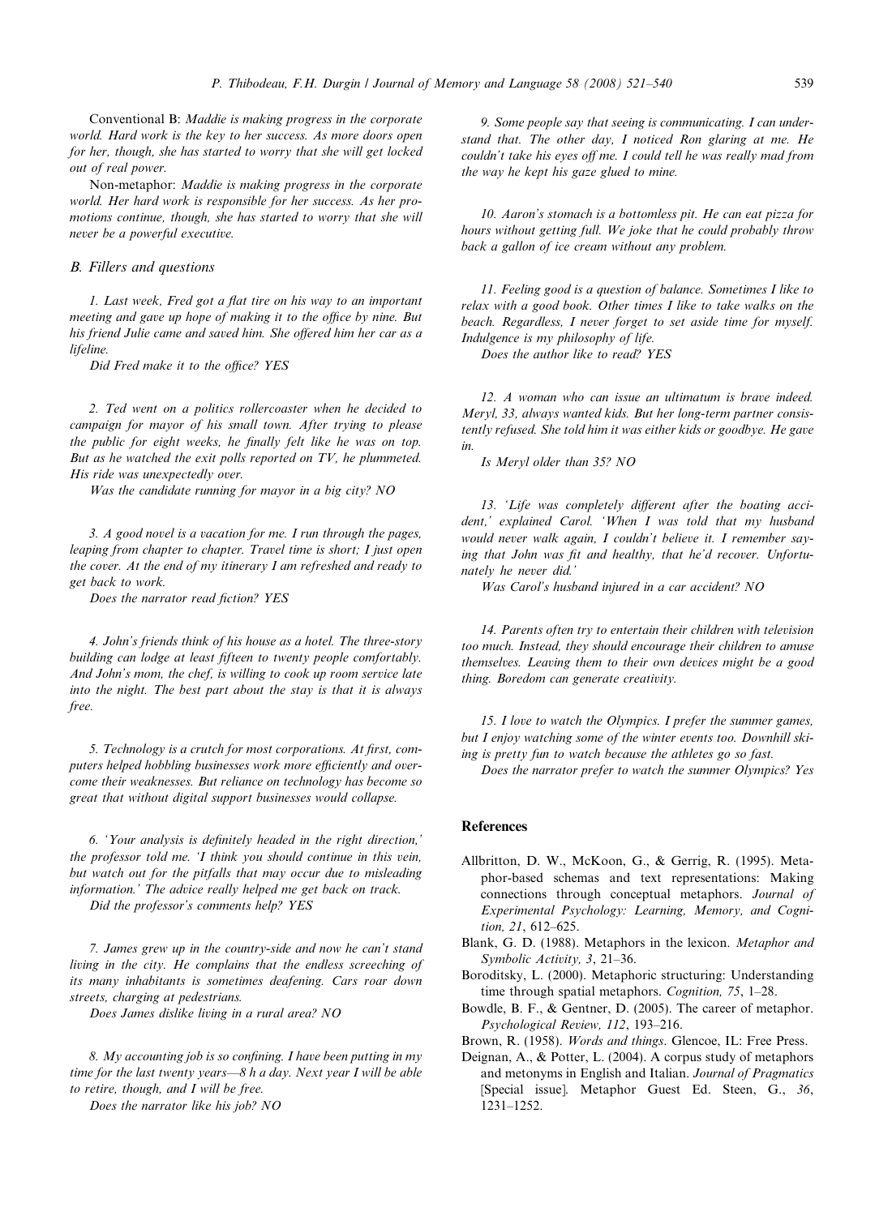Conventional B: *Maddie is making progress in the corporate world. Hard work is the key to her success. As more doors open for her, though, she has started to worry that she will get locked out of real power.*

Non-metaphor: *Maddie is making progress in the corporate world. Her hard work is responsible for her success. As her promotions continue, though, she has started to worry that she will never be a powerful executive.*

### B. Fillers and questions

*1. Last week, Fred got a flat tire on his way to an important meeting and gave up hope of making it to the office by nine. But his friend Julie came and saved him. She offered him her car as a lifeline.*

*Did Fred make it to the office? YES*

*2. Ted went on a politics rollercoaster when he decided to campaign for mayor of his small town. After trying to please the public for eight weeks, he finally felt like he was on top. But as he watched the exit polls reported on TV, he plummeted. His ride was unexpectedly over.*

*Was the candidate running for mayor in a big city? NO*

*3. A good novel is a vacation for me. I run through the pages, leaping from chapter to chapter. Travel time is short; I just open the cover. At the end of my itinerary I am refreshed and ready to get back to work.*

*Does the narrator read fiction? YES*

*4. John's friends think of his house as a hotel. The three-story building can lodge at least fifteen to twenty people comfortably. And John's mom, the chef, is willing to cook up room service late into the night. The best part about the stay is that it is always free.*

*5. Technology is a crutch for most corporations. At first, computers helped hobbling businesses work more efficiently and overcome their weaknesses. But reliance on technology has become so great that without digital support businesses would collapse.*

*6. 'Your analysis is definitely headed in the right direction,' the professor told me. 'I think you should continue in this vein, but watch out for the pitfalls that may occur due to misleading information.' The advice really helped me get back on track.*

*Did the professor's comments help? YES*

*7. James grew up in the country-side and now he can't stand living in the city. He complains that the endless screeching of its many inhabitants is sometimes deafening. Cars roar down streets, charging at pedestrians.*

*Does James dislike living in a rural area? NO*

*8. My accounting job is so confining. I have been putting in my time for the last twenty years—8 h a day. Next year I will be able to retire, though, and I will be free.*

*Does the narrator like his job? NO*

*9. Some people say that seeing is communicating. I can understand that. The other day, I noticed Ron glaring at me. He couldn't take his eyes off me. I could tell he was really mad from the way he kept his gaze glued to mine.*

*10. Aaron's stomach is a bottomless pit. He can eat pizza for hours without getting full. We joke that he could probably throw back a gallon of ice cream without any problem.*

*11. Feeling good is a question of balance. Sometimes I like to relax with a good book. Other times I like to take walks on the beach. Regardless, I never forget to set aside time for myself. Indulgence is my philosophy of life.*

*Does the author like to read? YES*

*12. A woman who can issue an ultimatum is brave indeed. Meryl, 33, always wanted kids. But her long-term partner consistently refused. She told him it was either kids or goodbye. He gave in.*

*Is Meryl older than 35? NO*

*13. 'Life was completely different after the boating accident,' explained Carol. 'When I was told that my husband would never walk again, I couldn't believe it. I remember saying that John was fit and healthy, that he'd recover. Unfortunately he never did.'*

*Was Carol's husband injured in a car accident? NO*

*14. Parents often try to entertain their children with television too much. Instead, they should encourage their children to amuse themselves. Leaving them to their own devices might be a good thing. Boredom can generate creativity.*

*15. I love to watch the Olympics. I prefer the summer games, but I enjoy watching some of the winter events too. Downhill skiing is pretty fun to watch because the athletes go so fast.*

*Does the narrator prefer to watch the summer Olympics? Yes*

## References

- Allbritton, D. W., McKoon, G., & Gerrig, R. (1995). Metaphor-based schemas and text representations: Making connections through conceptual metaphors. *Journal of Experimental Psychology: Learning, Memory, and Cognition, 21*, 612–625.
- Blank, G. D. (1988). Metaphors in the lexicon. *Metaphor and Symbolic Activity, 3*, 21–36.
- Boroditsky, L. (2000). Metaphoric structuring: Understanding time through spatial metaphors. *Cognition, 75*, 1–28.
- Bowdle, B. F., & Gentner, D. (2005). The career of metaphor. *Psychological Review, 112*, 193–216.
- Brown, R. (1958). *Words and things*. Glencoe, IL: Free Press.
- Deignan, A., & Potter, L. (2004). A corpus study of metaphors and metonyms in English and Italian. *Journal of Pragmatics* [Special issue]. Metaphor Guest Ed. Steen, G., *36*, 1231–1252.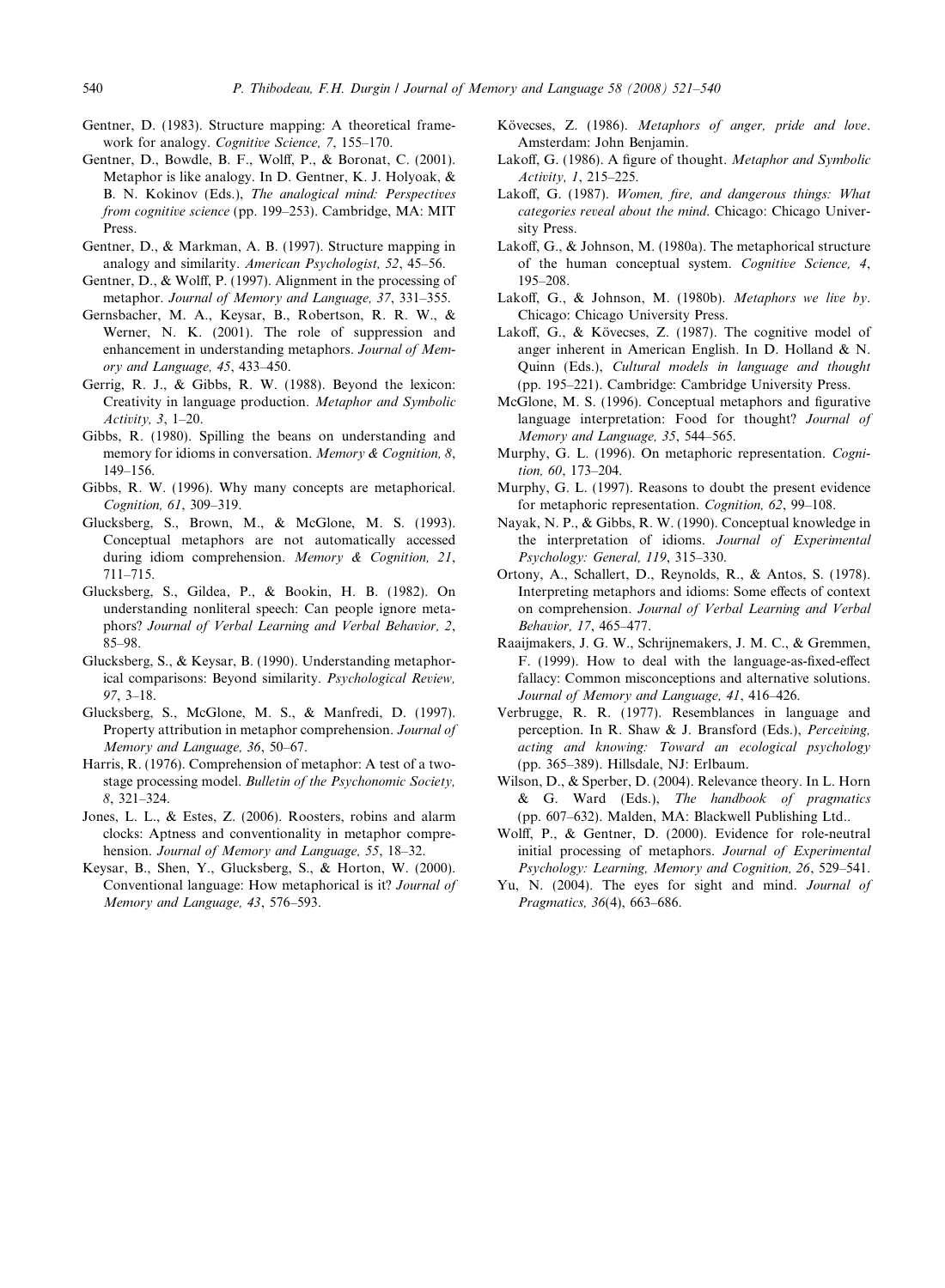Gentner, D. (1983). Structure mapping: A theoretical framework for analogy. *Cognitive Science, 7*, 155–170.

Gentner, D., Bowdle, B. F., Wolff, P., & Boronat, C. (2001). Metaphor is like analogy. In D. Gentner, K. J. Holyoak, & B. N. Kokinov (Eds.), *The analogical mind: Perspectives from cognitive science* (pp. 199–253). Cambridge, MA: MIT Press.

Gentner, D., & Markman, A. B. (1997). Structure mapping in analogy and similarity. *American Psychologist, 52*, 45–56.

Gentner, D., & Wolff, P. (1997). Alignment in the processing of metaphor. *Journal of Memory and Language, 37*, 331–355.

Gernsbacher, M. A., Keysar, B., Robertson, R. R. W., & Werner, N. K. (2001). The role of suppression and enhancement in understanding metaphors. *Journal of Memory and Language, 45*, 433–450.

Gerrig, R. J., & Gibbs, R. W. (1988). Beyond the lexicon: Creativity in language production. *Metaphor and Symbolic Activity, 3*, 1–20.

Gibbs, R. (1980). Spilling the beans on understanding and memory for idioms in conversation. *Memory & Cognition, 8*, 149–156.

Gibbs, R. W. (1996). Why many concepts are metaphorical. *Cognition, 61*, 309–319.

Glucksberg, S., Brown, M., & McGlone, M. S. (1993). Conceptual metaphors are not automatically accessed during idiom comprehension. *Memory & Cognition, 21*, 711–715.

Glucksberg, S., Gildea, P., & Bookin, H. B. (1982). On understanding nonliteral speech: Can people ignore metaphors? *Journal of Verbal Learning and Verbal Behavior, 2*, 85–98.

Glucksberg, S., & Keysar, B. (1990). Understanding metaphorical comparisons: Beyond similarity. *Psychological Review, 97*, 3–18.

Glucksberg, S., McGlone, M. S., & Manfredi, D. (1997). Property attribution in metaphor comprehension. *Journal of Memory and Language, 36*, 50–67.

Harris, R. (1976). Comprehension of metaphor: A test of a two-stage processing model. *Bulletin of the Psychonomic Society, 8*, 321–324.

Jones, L. L., & Estes, Z. (2006). Roosters, robins and alarm clocks: Aptness and conventionality in metaphor comprehension. *Journal of Memory and Language, 55*, 18–32.

Keysar, B., Shen, Y., Glucksberg, S., & Horton, W. (2000). Conventional language: How metaphorical is it? *Journal of Memory and Language, 43*, 576–593.

Kövecses, Z. (1986). *Metaphors of anger, pride and love*. Amsterdam: John Benjamin.

Lakoff, G. (1986). A figure of thought. *Metaphor and Symbolic Activity, 1*, 215–225.

Lakoff, G. (1987). *Women, fire, and dangerous things: What categories reveal about the mind*. Chicago: Chicago University Press.

Lakoff, G., & Johnson, M. (1980a). The metaphorical structure of the human conceptual system. *Cognitive Science, 4*, 195–208.

Lakoff, G., & Johnson, M. (1980b). *Metaphors we live by*. Chicago: Chicago University Press.

Lakoff, G., & Kövecses, Z. (1987). The cognitive model of anger inherent in American English. In D. Holland & N. Quinn (Eds.), *Cultural models in language and thought* (pp. 195–221). Cambridge: Cambridge University Press.

McGlone, M. S. (1996). Conceptual metaphors and figurative language interpretation: Food for thought? *Journal of Memory and Language, 35*, 544–565.

Murphy, G. L. (1996). On metaphoric representation. *Cognition, 60*, 173–204.

Murphy, G. L. (1997). Reasons to doubt the present evidence for metaphoric representation. *Cognition, 62*, 99–108.

Nayak, N. P., & Gibbs, R. W. (1990). Conceptual knowledge in the interpretation of idioms. *Journal of Experimental Psychology: General, 119*, 315–330.

Ortony, A., Schallert, D., Reynolds, R., & Antos, S. (1978). Interpreting metaphors and idioms: Some effects of context on comprehension. *Journal of Verbal Learning and Verbal Behavior, 17*, 465–477.

Raaijmakers, J. G. W., Schrijnemakers, J. M. C., & Gremmen, F. (1999). How to deal with the language-as-fixed-effect fallacy: Common misconceptions and alternative solutions. *Journal of Memory and Language, 41*, 416–426.

Verbrugge, R. R. (1977). Resemblances in language and perception. In R. Shaw & J. Bransford (Eds.), *Perceiving, acting and knowing: Toward an ecological psychology* (pp. 365–389). Hillsdale, NJ: Erlbaum.

Wilson, D., & Sperber, D. (2004). Relevance theory. In L. Horn & G. Ward (Eds.), *The handbook of pragmatics* (pp. 607–632). Malden, MA: Blackwell Publishing Ltd..

Wolff, P., & Gentner, D. (2000). Evidence for role-neutral initial processing of metaphors. *Journal of Experimental Psychology: Learning, Memory and Cognition, 26*, 529–541.

Yu, N. (2004). The eyes for sight and mind. *Journal of Pragmatics, 36*(4), 663–686.